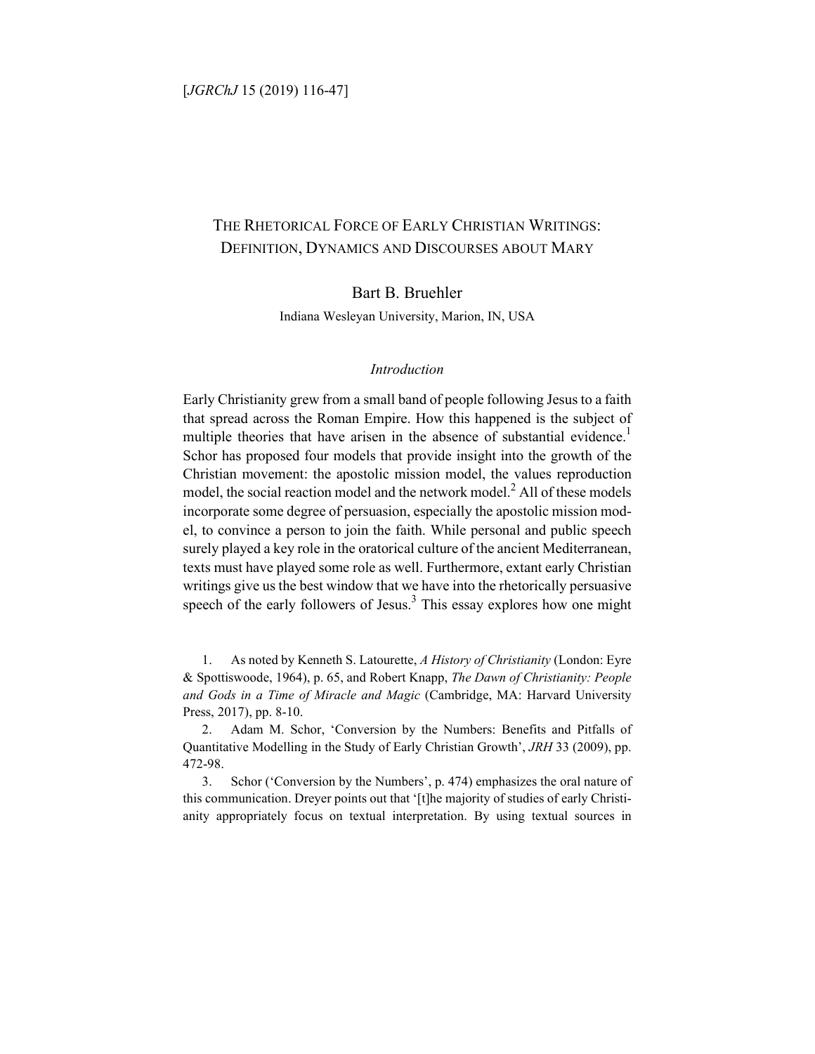# The Rhetorical Force of Early Christian Writings: Definition, Dynamics and Discourses about Mary

Bart B. Bruehler

Indiana Wesleyan University, Marion, IN, USA

## *Introduction*

Early Christianity grew from a small band of people following Jesus to a faith that spread across the Roman Empire. How this happened is the subject of multiple theories that have arisen in the absence of substantial evidence.[1] Schor has proposed four models that provide insight into the growth of the Christian movement: the apostolic mission model, the values reproduction model, the social reaction model and the network model.[2] All of these models incorporate some degree of persuasion, especially the apostolic mission model, to convince a person to join the faith. While personal and public speech surely played a key role in the oratorical culture of the ancient Mediterranean, texts must have played some role as well. Furthermore, extant early Christian writings give us the best window that we have into the rhetorically persuasive speech of the early followers of Jesus.[3] This essay explores how one might

1. As noted by Kenneth S. Latourette, *A History of Christianity* (London: Eyre & Spottiswoode, 1964), p. 65, and Robert Knapp, *The Dawn of Christianity: People and Gods in a Time of Miracle and Magic* (Cambridge, MA: Harvard University Press, 2017), pp. 8-10.

2. Adam M. Schor, 'Conversion by the Numbers: Benefits and Pitfalls of Quantitative Modelling in the Study of Early Christian Growth', *JRH* 33 (2009), pp. 472-98.

3. Schor ('Conversion by the Numbers', p. 474) emphasizes the oral nature of this communication. Dreyer points out that '[t]he majority of studies of early Christianity appropriately focus on textual interpretation. By using textual sources in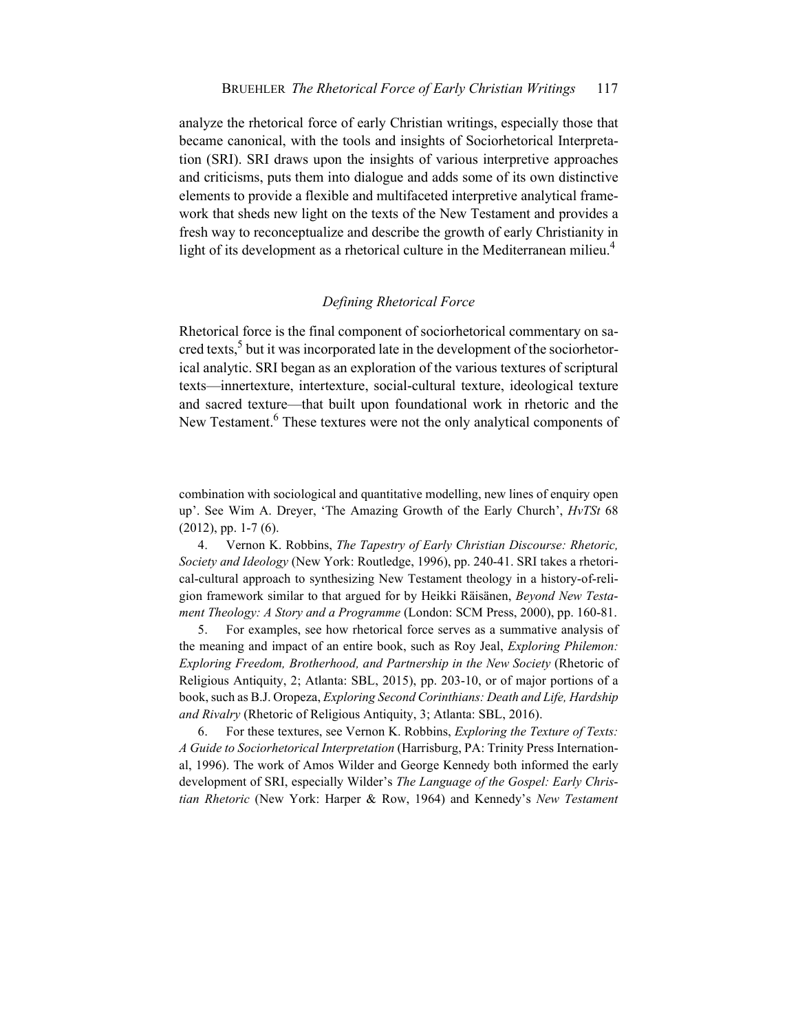analyze the rhetorical force of early Christian writings, especially those that became canonical, with the tools and insights of Sociorhetorical Interpretation (SRI). SRI draws upon the insights of various interpretive approaches and criticisms, puts them into dialogue and adds some of its own distinctive elements to provide a flexible and multifaceted interpretive analytical framework that sheds new light on the texts of the New Testament and provides a fresh way to reconceptualize and describe the growth of early Christianity in light of its development as a rhetorical culture in the Mediterranean milieu.[4]

### *Defining Rhetorical Force*

Rhetorical force is the final component of sociorhetorical commentary on sacred texts,[5] but it was incorporated late in the development of the sociorhetorical analytic. SRI began as an exploration of the various textures of scriptural texts—innertexture, intertexture, social-cultural texture, ideological texture and sacred texture—that built upon foundational work in rhetoric and the New Testament.[6] These textures were not the only analytical components of

---

combination with sociological and quantitative modelling, new lines of enquiry open up'. See Wim A. Dreyer, 'The Amazing Growth of the Early Church', *HvTSt* 68 (2012), pp. 1-7 (6).

4. Vernon K. Robbins, *The Tapestry of Early Christian Discourse: Rhetoric, Society and Ideology* (New York: Routledge, 1996), pp. 240-41. SRI takes a rhetorical-cultural approach to synthesizing New Testament theology in a history-of-religion framework similar to that argued for by Heikki Räisänen, *Beyond New Testament Theology: A Story and a Programme* (London: SCM Press, 2000), pp. 160-81.

5. For examples, see how rhetorical force serves as a summative analysis of the meaning and impact of an entire book, such as Roy Jeal, *Exploring Philemon: Exploring Freedom, Brotherhood, and Partnership in the New Society* (Rhetoric of Religious Antiquity, 2; Atlanta: SBL, 2015), pp. 203-10, or of major portions of a book, such as B.J. Oropeza, *Exploring Second Corinthians: Death and Life, Hardship and Rivalry* (Rhetoric of Religious Antiquity, 3; Atlanta: SBL, 2016).

6. For these textures, see Vernon K. Robbins, *Exploring the Texture of Texts: A Guide to Sociorhetorical Interpretation* (Harrisburg, PA: Trinity Press International, 1996). The work of Amos Wilder and George Kennedy both informed the early development of SRI, especially Wilder's *The Language of the Gospel: Early Christian Rhetoric* (New York: Harper & Row, 1964) and Kennedy's *New Testament*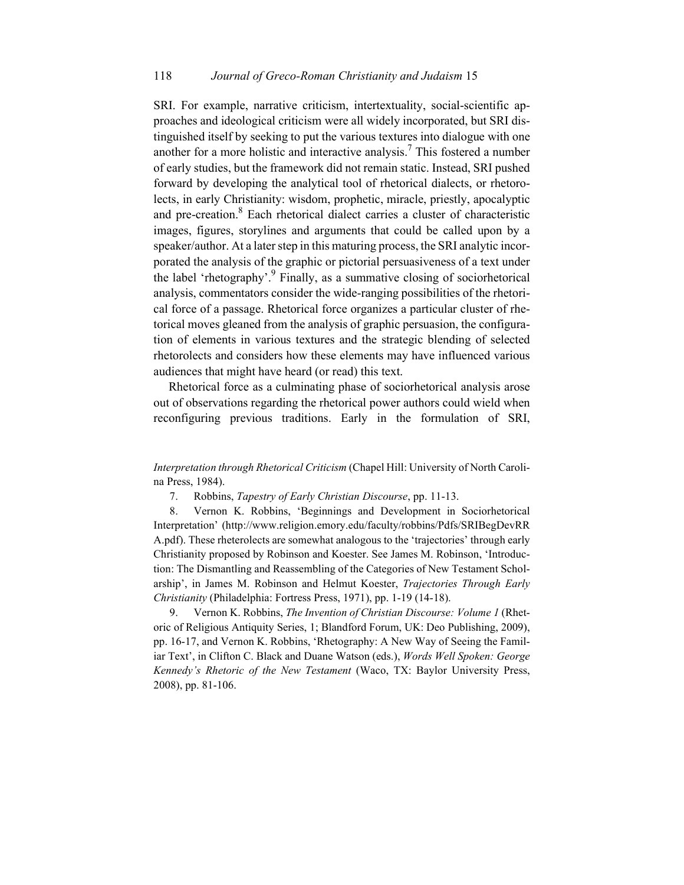SRI. For example, narrative criticism, intertextuality, social-scientific approaches and ideological criticism were all widely incorporated, but SRI distinguished itself by seeking to put the various textures into dialogue with one another for a more holistic and interactive analysis.[7] This fostered a number of early studies, but the framework did not remain static. Instead, SRI pushed forward by developing the analytical tool of rhetorical dialects, or rhetorolects, in early Christianity: wisdom, prophetic, miracle, priestly, apocalyptic and pre-creation.[8] Each rhetorical dialect carries a cluster of characteristic images, figures, storylines and arguments that could be called upon by a speaker/author. At a later step in this maturing process, the SRI analytic incorporated the analysis of the graphic or pictorial persuasiveness of a text under the label 'rhetography'.[9] Finally, as a summative closing of sociorhetorical analysis, commentators consider the wide-ranging possibilities of the rhetorical force of a passage. Rhetorical force organizes a particular cluster of rhetorical moves gleaned from the analysis of graphic persuasion, the configuration of elements in various textures and the strategic blending of selected rhetorolects and considers how these elements may have influenced various audiences that might have heard (or read) this text.

Rhetorical force as a culminating phase of sociorhetorical analysis arose out of observations regarding the rhetorical power authors could wield when reconfiguring previous traditions. Early in the formulation of SRI,

*Interpretation through Rhetorical Criticism* (Chapel Hill: University of North Carolina Press, 1984).

7. Robbins, *Tapestry of Early Christian Discourse*, pp. 11-13.

8. Vernon K. Robbins, 'Beginnings and Development in Sociorhetorical Interpretation' (http://www.religion.emory.edu/faculty/robbins/Pdfs/SRIBegDevRRA.pdf). These rheterolects are somewhat analogous to the 'trajectories' through early Christianity proposed by Robinson and Koester. See James M. Robinson, 'Introduction: The Dismantling and Reassembling of the Categories of New Testament Scholarship', in James M. Robinson and Helmut Koester, *Trajectories Through Early Christianity* (Philadelphia: Fortress Press, 1971), pp. 1-19 (14-18).

9. Vernon K. Robbins, *The Invention of Christian Discourse: Volume 1* (Rhetoric of Religious Antiquity Series, 1; Blandford Forum, UK: Deo Publishing, 2009), pp. 16-17, and Vernon K. Robbins, 'Rhetography: A New Way of Seeing the Familiar Text', in Clifton C. Black and Duane Watson (eds.), *Words Well Spoken: George Kennedy's Rhetoric of the New Testament* (Waco, TX: Baylor University Press, 2008), pp. 81-106.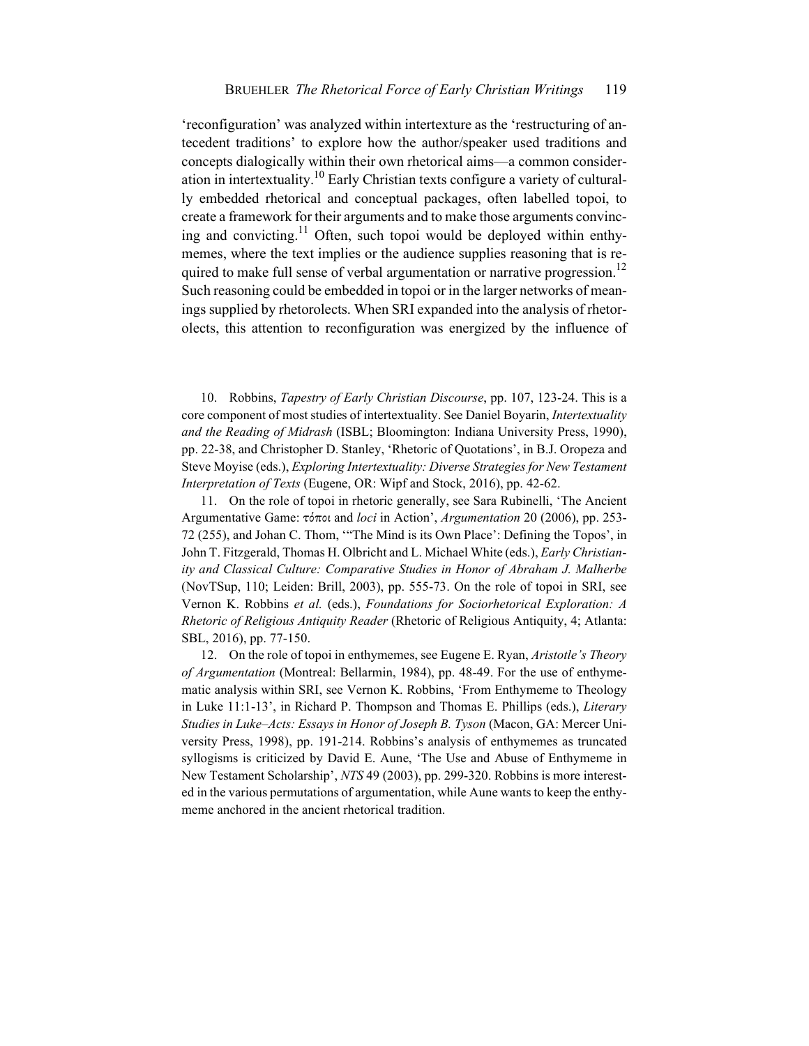'reconfiguration' was analyzed within intertexture as the 'restructuring of antecedent traditions' to explore how the author/speaker used traditions and concepts dialogically within their own rhetorical aims—a common consideration in intertextuality.[10] Early Christian texts configure a variety of culturally embedded rhetorical and conceptual packages, often labelled topoi, to create a framework for their arguments and to make those arguments convincing and convicting.[11] Often, such topoi would be deployed within enthymemes, where the text implies or the audience supplies reasoning that is required to make full sense of verbal argumentation or narrative progression.[12] Such reasoning could be embedded in topoi or in the larger networks of meanings supplied by rhetorolects. When SRI expanded into the analysis of rhetorolects, this attention to reconfiguration was energized by the influence of

10. Robbins, *Tapestry of Early Christian Discourse*, pp. 107, 123-24. This is a core component of most studies of intertextuality. See Daniel Boyarin, *Intertextuality and the Reading of Midrash* (ISBL; Bloomington: Indiana University Press, 1990), pp. 22-38, and Christopher D. Stanley, 'Rhetoric of Quotations', in B.J. Oropeza and Steve Moyise (eds.), *Exploring Intertextuality: Diverse Strategies for New Testament Interpretation of Texts* (Eugene, OR: Wipf and Stock, 2016), pp. 42-62.

11. On the role of topoi in rhetoric generally, see Sara Rubinelli, 'The Ancient Argumentative Game: τόποι and *loci* in Action', *Argumentation* 20 (2006), pp. 253-72 (255), and Johan C. Thom, '"The Mind is its Own Place': Defining the Topos', in John T. Fitzgerald, Thomas H. Olbricht and L. Michael White (eds.), *Early Christianity and Classical Culture: Comparative Studies in Honor of Abraham J. Malherbe* (NovTSup, 110; Leiden: Brill, 2003), pp. 555-73. On the role of topoi in SRI, see Vernon K. Robbins *et al.* (eds.), *Foundations for Sociorhetorical Exploration: A Rhetoric of Religious Antiquity Reader* (Rhetoric of Religious Antiquity, 4; Atlanta: SBL, 2016), pp. 77-150.

12. On the role of topoi in enthymemes, see Eugene E. Ryan, *Aristotle's Theory of Argumentation* (Montreal: Bellarmin, 1984), pp. 48-49. For the use of enthymematic analysis within SRI, see Vernon K. Robbins, 'From Enthymeme to Theology in Luke 11:1-13', in Richard P. Thompson and Thomas E. Phillips (eds.), *Literary Studies in Luke–Acts: Essays in Honor of Joseph B. Tyson* (Macon, GA: Mercer University Press, 1998), pp. 191-214. Robbins's analysis of enthymemes as truncated syllogisms is criticized by David E. Aune, 'The Use and Abuse of Enthymeme in New Testament Scholarship', *NTS* 49 (2003), pp. 299-320. Robbins is more interested in the various permutations of argumentation, while Aune wants to keep the enthymeme anchored in the ancient rhetorical tradition.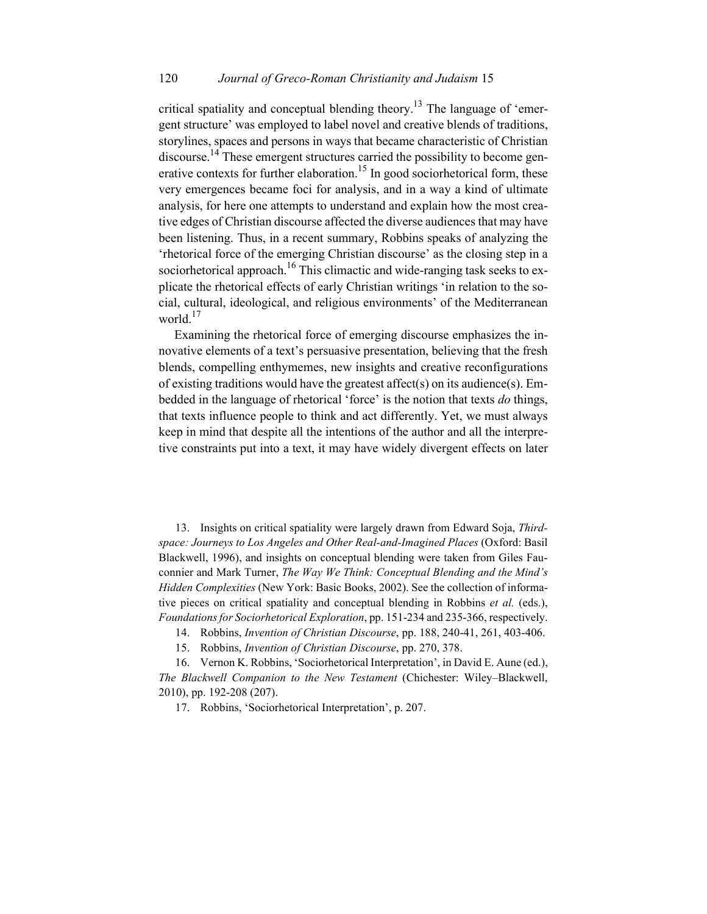critical spatiality and conceptual blending theory.[13] The language of 'emergent structure' was employed to label novel and creative blends of traditions, storylines, spaces and persons in ways that became characteristic of Christian discourse.[14] These emergent structures carried the possibility to become generative contexts for further elaboration.[15] In good sociorhetorical form, these very emergences became foci for analysis, and in a way a kind of ultimate analysis, for here one attempts to understand and explain how the most creative edges of Christian discourse affected the diverse audiences that may have been listening. Thus, in a recent summary, Robbins speaks of analyzing the 'rhetorical force of the emerging Christian discourse' as the closing step in a sociorhetorical approach.[16] This climactic and wide-ranging task seeks to explicate the rhetorical effects of early Christian writings 'in relation to the social, cultural, ideological, and religious environments' of the Mediterranean world.[17]

Examining the rhetorical force of emerging discourse emphasizes the innovative elements of a text's persuasive presentation, believing that the fresh blends, compelling enthymemes, new insights and creative reconfigurations of existing traditions would have the greatest affect(s) on its audience(s). Embedded in the language of rhetorical 'force' is the notion that texts *do* things, that texts influence people to think and act differently. Yet, we must always keep in mind that despite all the intentions of the author and all the interpretive constraints put into a text, it may have widely divergent effects on later

13. Insights on critical spatiality were largely drawn from Edward Soja, *Thirdspace: Journeys to Los Angeles and Other Real-and-Imagined Places* (Oxford: Basil Blackwell, 1996), and insights on conceptual blending were taken from Giles Fauconnier and Mark Turner, *The Way We Think: Conceptual Blending and the Mind's Hidden Complexities* (New York: Basic Books, 2002). See the collection of informative pieces on critical spatiality and conceptual blending in Robbins *et al.* (eds.), *Foundations for Sociorhetorical Exploration*, pp. 151-234 and 235-366, respectively.

14. Robbins, *Invention of Christian Discourse*, pp. 188, 240-41, 261, 403-406.

15. Robbins, *Invention of Christian Discourse*, pp. 270, 378.

16. Vernon K. Robbins, 'Sociorhetorical Interpretation', in David E. Aune (ed.), *The Blackwell Companion to the New Testament* (Chichester: Wiley–Blackwell, 2010), pp. 192-208 (207).

17. Robbins, 'Sociorhetorical Interpretation', p. 207.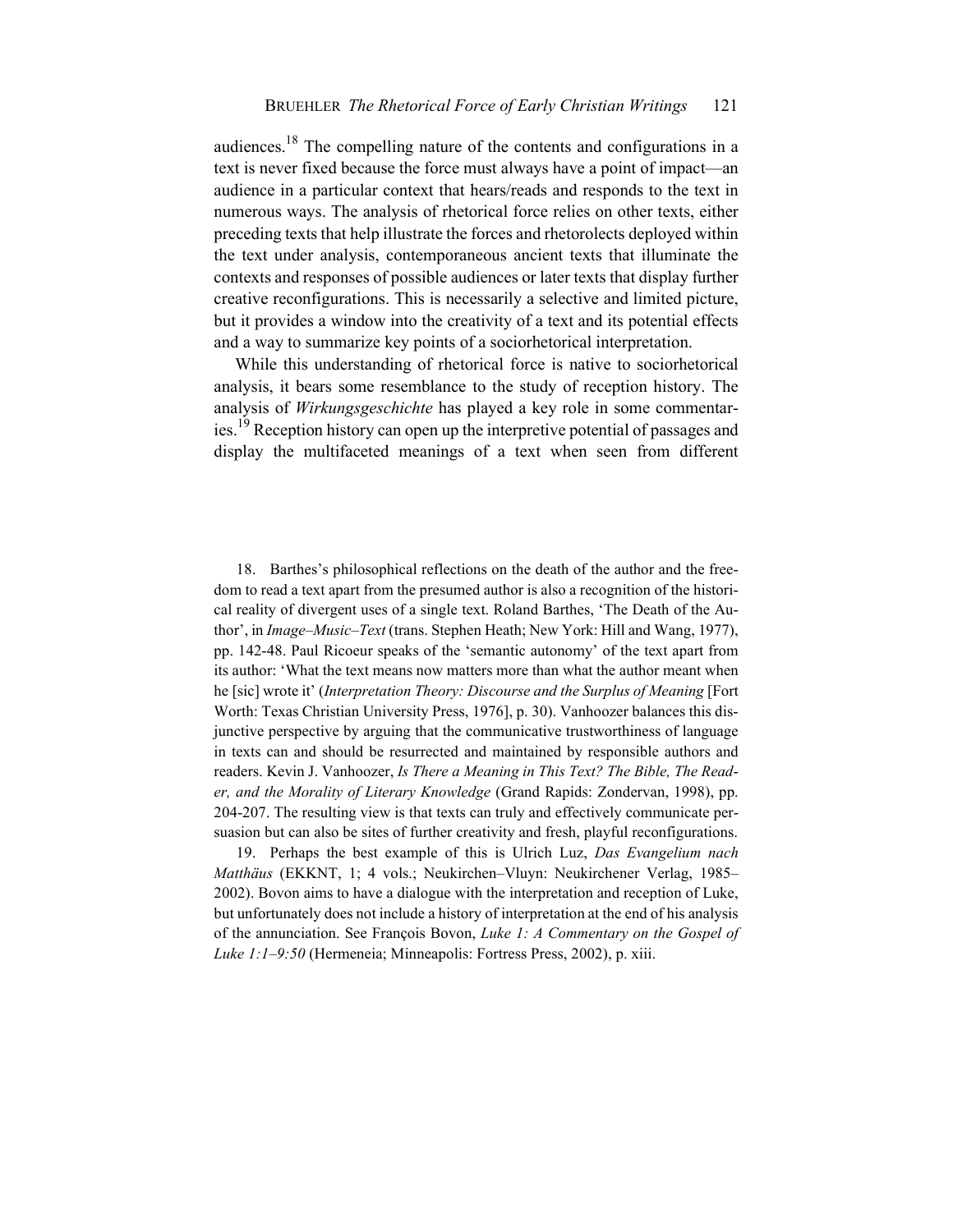audiences.[18] The compelling nature of the contents and configurations in a text is never fixed because the force must always have a point of impact—an audience in a particular context that hears/reads and responds to the text in numerous ways. The analysis of rhetorical force relies on other texts, either preceding texts that help illustrate the forces and rhetorolects deployed within the text under analysis, contemporaneous ancient texts that illuminate the contexts and responses of possible audiences or later texts that display further creative reconfigurations. This is necessarily a selective and limited picture, but it provides a window into the creativity of a text and its potential effects and a way to summarize key points of a sociorhetorical interpretation.

While this understanding of rhetorical force is native to sociorhetorical analysis, it bears some resemblance to the study of reception history. The analysis of *Wirkungsgeschichte* has played a key role in some commentaries.[19] Reception history can open up the interpretive potential of passages and display the multifaceted meanings of a text when seen from different

18. Barthes's philosophical reflections on the death of the author and the freedom to read a text apart from the presumed author is also a recognition of the historical reality of divergent uses of a single text. Roland Barthes, 'The Death of the Author', in *Image–Music–Text* (trans. Stephen Heath; New York: Hill and Wang, 1977), pp. 142-48. Paul Ricoeur speaks of the 'semantic autonomy' of the text apart from its author: 'What the text means now matters more than what the author meant when he [sic] wrote it' (*Interpretation Theory: Discourse and the Surplus of Meaning* [Fort Worth: Texas Christian University Press, 1976], p. 30). Vanhoozer balances this disjunctive perspective by arguing that the communicative trustworthiness of language in texts can and should be resurrected and maintained by responsible authors and readers. Kevin J. Vanhoozer, *Is There a Meaning in This Text? The Bible, The Reader, and the Morality of Literary Knowledge* (Grand Rapids: Zondervan, 1998), pp. 204-207. The resulting view is that texts can truly and effectively communicate persuasion but can also be sites of further creativity and fresh, playful reconfigurations.

19. Perhaps the best example of this is Ulrich Luz, *Das Evangelium nach Matthäus* (EKKNT, 1; 4 vols.; Neukirchen–Vluyn: Neukirchener Verlag, 1985–2002). Bovon aims to have a dialogue with the interpretation and reception of Luke, but unfortunately does not include a history of interpretation at the end of his analysis of the annunciation. See François Bovon, *Luke 1: A Commentary on the Gospel of Luke 1:1–9:50* (Hermeneia; Minneapolis: Fortress Press, 2002), p. xiii.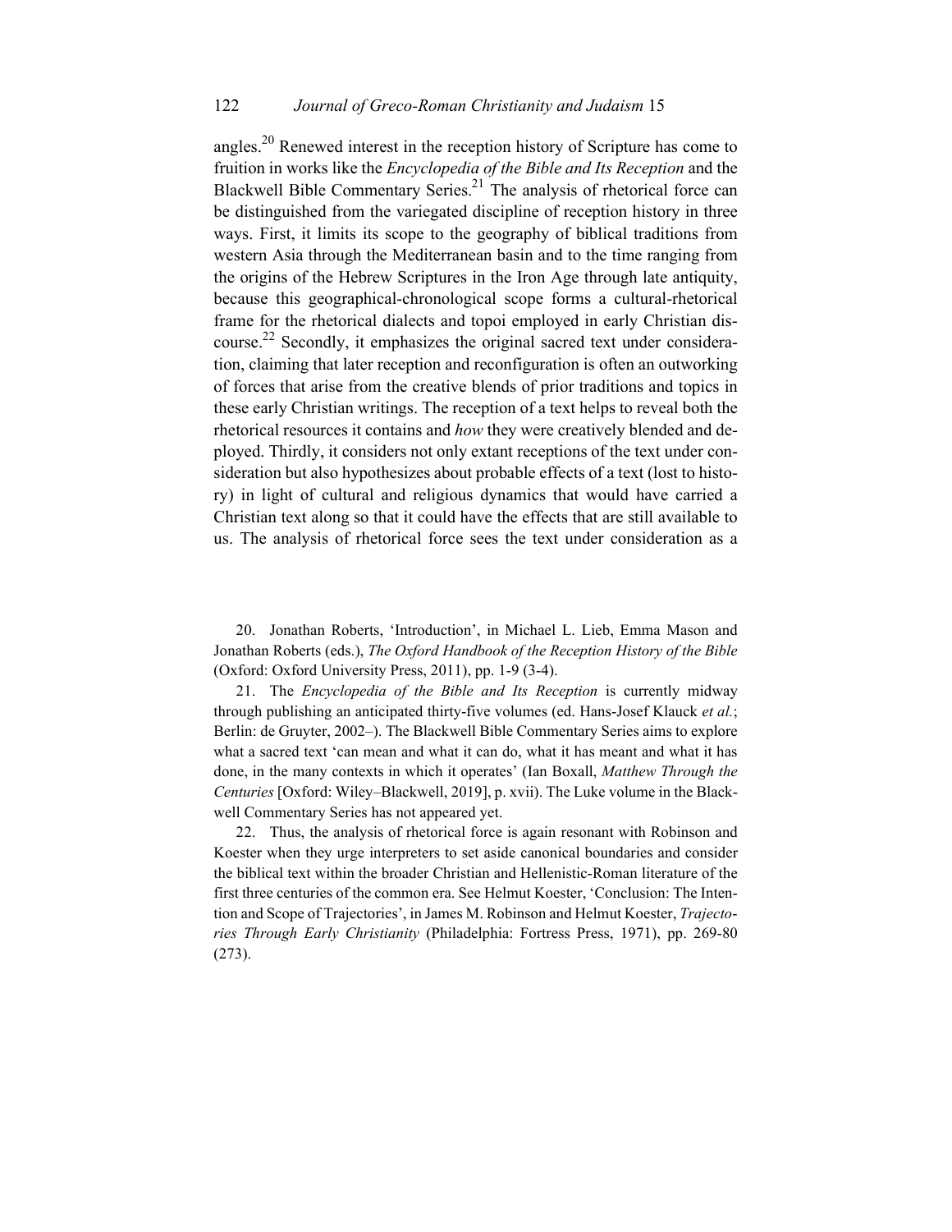angles.[20] Renewed interest in the reception history of Scripture has come to fruition in works like the *Encyclopedia of the Bible and Its Reception* and the Blackwell Bible Commentary Series.[21] The analysis of rhetorical force can be distinguished from the variegated discipline of reception history in three ways. First, it limits its scope to the geography of biblical traditions from western Asia through the Mediterranean basin and to the time ranging from the origins of the Hebrew Scriptures in the Iron Age through late antiquity, because this geographical-chronological scope forms a cultural-rhetorical frame for the rhetorical dialects and topoi employed in early Christian discourse.[22] Secondly, it emphasizes the original sacred text under consideration, claiming that later reception and reconfiguration is often an outworking of forces that arise from the creative blends of prior traditions and topics in these early Christian writings. The reception of a text helps to reveal both the rhetorical resources it contains and *how* they were creatively blended and deployed. Thirdly, it considers not only extant receptions of the text under consideration but also hypothesizes about probable effects of a text (lost to history) in light of cultural and religious dynamics that would have carried a Christian text along so that it could have the effects that are still available to us. The analysis of rhetorical force sees the text under consideration as a

20. Jonathan Roberts, 'Introduction', in Michael L. Lieb, Emma Mason and Jonathan Roberts (eds.), *The Oxford Handbook of the Reception History of the Bible* (Oxford: Oxford University Press, 2011), pp. 1-9 (3-4).

21. The *Encyclopedia of the Bible and Its Reception* is currently midway through publishing an anticipated thirty-five volumes (ed. Hans-Josef Klauck *et al.*; Berlin: de Gruyter, 2002–). The Blackwell Bible Commentary Series aims to explore what a sacred text 'can mean and what it can do, what it has meant and what it has done, in the many contexts in which it operates' (Ian Boxall, *Matthew Through the Centuries* [Oxford: Wiley–Blackwell, 2019], p. xvii). The Luke volume in the Blackwell Commentary Series has not appeared yet.

22. Thus, the analysis of rhetorical force is again resonant with Robinson and Koester when they urge interpreters to set aside canonical boundaries and consider the biblical text within the broader Christian and Hellenistic-Roman literature of the first three centuries of the common era. See Helmut Koester, 'Conclusion: The Intention and Scope of Trajectories', in James M. Robinson and Helmut Koester, *Trajectories Through Early Christianity* (Philadelphia: Fortress Press, 1971), pp. 269-80 (273).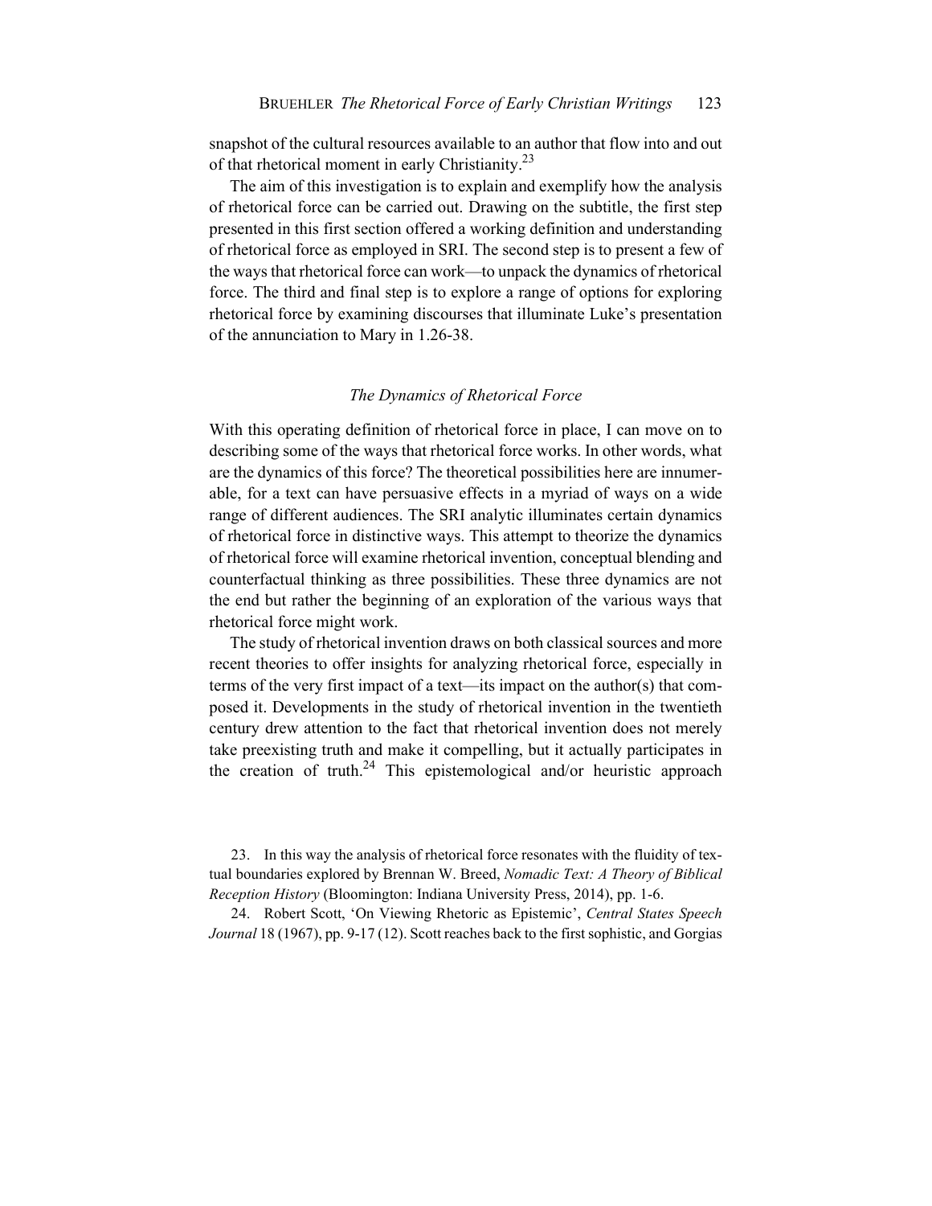snapshot of the cultural resources available to an author that flow into and out of that rhetorical moment in early Christianity.[23]

The aim of this investigation is to explain and exemplify how the analysis of rhetorical force can be carried out. Drawing on the subtitle, the first step presented in this first section offered a working definition and understanding of rhetorical force as employed in SRI. The second step is to present a few of the ways that rhetorical force can work—to unpack the dynamics of rhetorical force. The third and final step is to explore a range of options for exploring rhetorical force by examining discourses that illuminate Luke's presentation of the annunciation to Mary in 1.26-38.

### *The Dynamics of Rhetorical Force*

With this operating definition of rhetorical force in place, I can move on to describing some of the ways that rhetorical force works. In other words, what are the dynamics of this force? The theoretical possibilities here are innumerable, for a text can have persuasive effects in a myriad of ways on a wide range of different audiences. The SRI analytic illuminates certain dynamics of rhetorical force in distinctive ways. This attempt to theorize the dynamics of rhetorical force will examine rhetorical invention, conceptual blending and counterfactual thinking as three possibilities. These three dynamics are not the end but rather the beginning of an exploration of the various ways that rhetorical force might work.

The study of rhetorical invention draws on both classical sources and more recent theories to offer insights for analyzing rhetorical force, especially in terms of the very first impact of a text—its impact on the author(s) that composed it. Developments in the study of rhetorical invention in the twentieth century drew attention to the fact that rhetorical invention does not merely take preexisting truth and make it compelling, but it actually participates in the creation of truth.[24] This epistemological and/or heuristic approach

23. In this way the analysis of rhetorical force resonates with the fluidity of textual boundaries explored by Brennan W. Breed, *Nomadic Text: A Theory of Biblical Reception History* (Bloomington: Indiana University Press, 2014), pp. 1-6.

24. Robert Scott, 'On Viewing Rhetoric as Epistemic', *Central States Speech Journal* 18 (1967), pp. 9-17 (12). Scott reaches back to the first sophistic, and Gorgias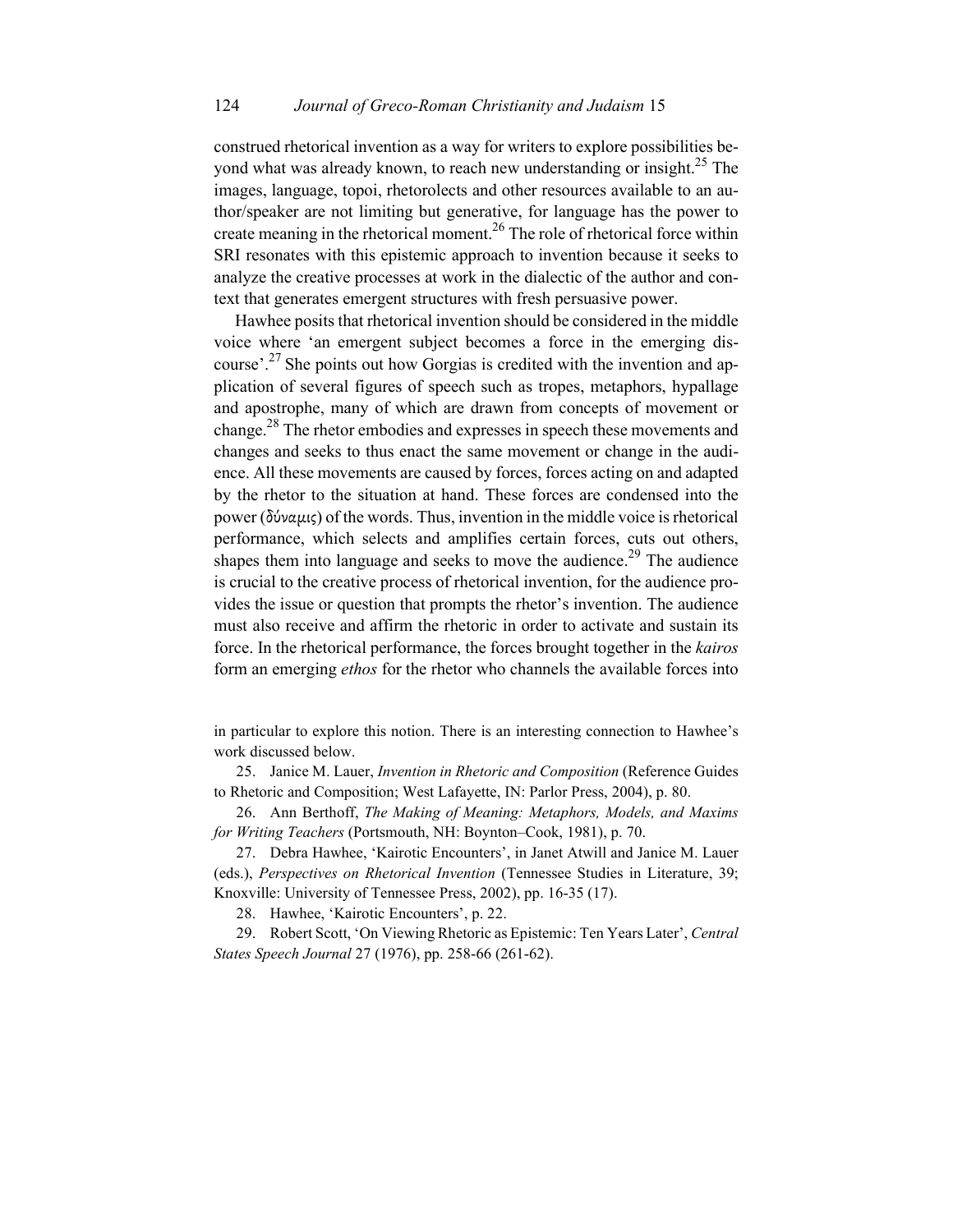construed rhetorical invention as a way for writers to explore possibilities beyond what was already known, to reach new understanding or insight.[25] The images, language, topoi, rhetorolects and other resources available to an author/speaker are not limiting but generative, for language has the power to create meaning in the rhetorical moment.[26] The role of rhetorical force within SRI resonates with this epistemic approach to invention because it seeks to analyze the creative processes at work in the dialectic of the author and context that generates emergent structures with fresh persuasive power.

Hawhee posits that rhetorical invention should be considered in the middle voice where 'an emergent subject becomes a force in the emerging discourse'.[27] She points out how Gorgias is credited with the invention and application of several figures of speech such as tropes, metaphors, hypallage and apostrophe, many of which are drawn from concepts of movement or change.[28] The rhetor embodies and expresses in speech these movements and changes and seeks to thus enact the same movement or change in the audience. All these movements are caused by forces, forces acting on and adapted by the rhetor to the situation at hand. These forces are condensed into the power (δύναμις) of the words. Thus, invention in the middle voice is rhetorical performance, which selects and amplifies certain forces, cuts out others, shapes them into language and seeks to move the audience.[29] The audience is crucial to the creative process of rhetorical invention, for the audience provides the issue or question that prompts the rhetor's invention. The audience must also receive and affirm the rhetoric in order to activate and sustain its force. In the rhetorical performance, the forces brought together in the *kairos* form an emerging *ethos* for the rhetor who channels the available forces into

in particular to explore this notion. There is an interesting connection to Hawhee's work discussed below.

25. Janice M. Lauer, *Invention in Rhetoric and Composition* (Reference Guides to Rhetoric and Composition; West Lafayette, IN: Parlor Press, 2004), p. 80.

26. Ann Berthoff, *The Making of Meaning: Metaphors, Models, and Maxims for Writing Teachers* (Portsmouth, NH: Boynton–Cook, 1981), p. 70.

27. Debra Hawhee, 'Kairotic Encounters', in Janet Atwill and Janice M. Lauer (eds.), *Perspectives on Rhetorical Invention* (Tennessee Studies in Literature, 39; Knoxville: University of Tennessee Press, 2002), pp. 16-35 (17).

28. Hawhee, 'Kairotic Encounters', p. 22.

29. Robert Scott, 'On Viewing Rhetoric as Epistemic: Ten Years Later', *Central States Speech Journal* 27 (1976), pp. 258-66 (261-62).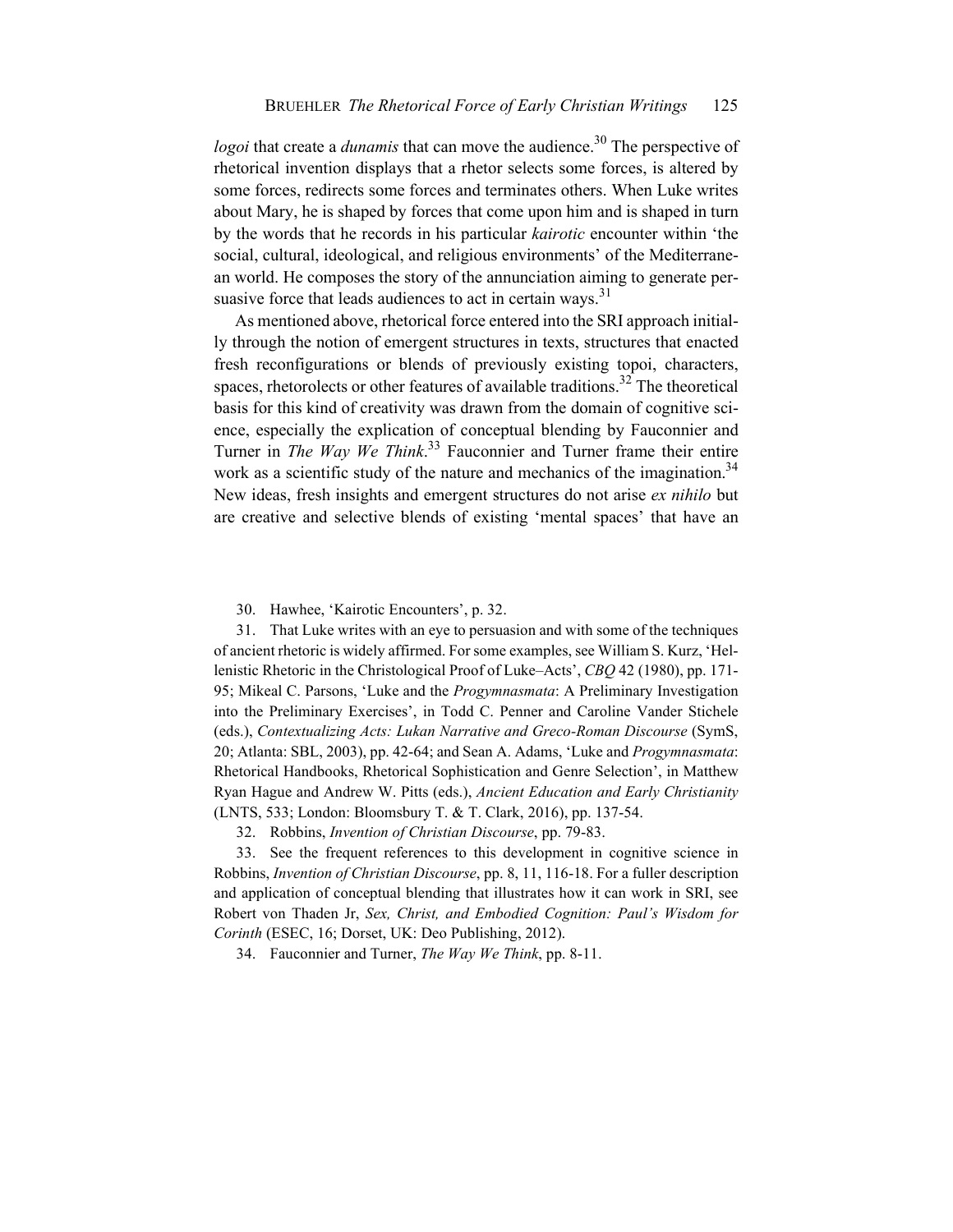*logoi* that create a *dunamis* that can move the audience.[30] The perspective of rhetorical invention displays that a rhetor selects some forces, is altered by some forces, redirects some forces and terminates others. When Luke writes about Mary, he is shaped by forces that come upon him and is shaped in turn by the words that he records in his particular *kairotic* encounter within 'the social, cultural, ideological, and religious environments' of the Mediterranean world. He composes the story of the annunciation aiming to generate persuasive force that leads audiences to act in certain ways.[31]

As mentioned above, rhetorical force entered into the SRI approach initially through the notion of emergent structures in texts, structures that enacted fresh reconfigurations or blends of previously existing topoi, characters, spaces, rhetorolects or other features of available traditions.[32] The theoretical basis for this kind of creativity was drawn from the domain of cognitive science, especially the explication of conceptual blending by Fauconnier and Turner in *The Way We Think*.[33] Fauconnier and Turner frame their entire work as a scientific study of the nature and mechanics of the imagination.[34] New ideas, fresh insights and emergent structures do not arise *ex nihilo* but are creative and selective blends of existing 'mental spaces' that have an

30. Hawhee, 'Kairotic Encounters', p. 32.

31. That Luke writes with an eye to persuasion and with some of the techniques of ancient rhetoric is widely affirmed. For some examples, see William S. Kurz, 'Hellenistic Rhetoric in the Christological Proof of Luke–Acts', *CBQ* 42 (1980), pp. 171-95; Mikeal C. Parsons, 'Luke and the *Progymnasmata*: A Preliminary Investigation into the Preliminary Exercises', in Todd C. Penner and Caroline Vander Stichele (eds.), *Contextualizing Acts: Lukan Narrative and Greco-Roman Discourse* (SymS, 20; Atlanta: SBL, 2003), pp. 42-64; and Sean A. Adams, 'Luke and *Progymnasmata*: Rhetorical Handbooks, Rhetorical Sophistication and Genre Selection', in Matthew Ryan Hague and Andrew W. Pitts (eds.), *Ancient Education and Early Christianity* (LNTS, 533; London: Bloomsbury T. & T. Clark, 2016), pp. 137-54.

32. Robbins, *Invention of Christian Discourse*, pp. 79-83.

33. See the frequent references to this development in cognitive science in Robbins, *Invention of Christian Discourse*, pp. 8, 11, 116-18. For a fuller description and application of conceptual blending that illustrates how it can work in SRI, see Robert von Thaden Jr, *Sex, Christ, and Embodied Cognition: Paul's Wisdom for Corinth* (ESEC, 16; Dorset, UK: Deo Publishing, 2012).

34. Fauconnier and Turner, *The Way We Think*, pp. 8-11.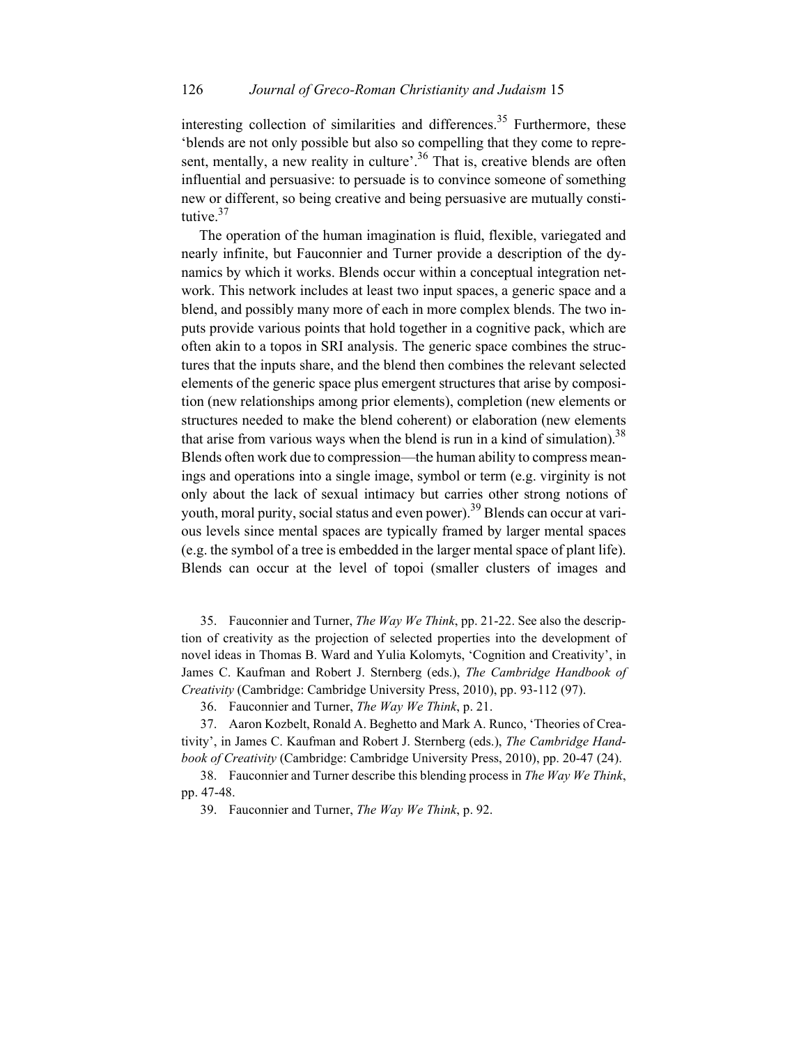interesting collection of similarities and differences.[35] Furthermore, these 'blends are not only possible but also so compelling that they come to represent, mentally, a new reality in culture'.[36] That is, creative blends are often influential and persuasive: to persuade is to convince someone of something new or different, so being creative and being persuasive are mutually constitutive.[37]

The operation of the human imagination is fluid, flexible, variegated and nearly infinite, but Fauconnier and Turner provide a description of the dynamics by which it works. Blends occur within a conceptual integration network. This network includes at least two input spaces, a generic space and a blend, and possibly many more of each in more complex blends. The two inputs provide various points that hold together in a cognitive pack, which are often akin to a topos in SRI analysis. The generic space combines the structures that the inputs share, and the blend then combines the relevant selected elements of the generic space plus emergent structures that arise by composition (new relationships among prior elements), completion (new elements or structures needed to make the blend coherent) or elaboration (new elements that arise from various ways when the blend is run in a kind of simulation).[38] Blends often work due to compression—the human ability to compress meanings and operations into a single image, symbol or term (e.g. virginity is not only about the lack of sexual intimacy but carries other strong notions of youth, moral purity, social status and even power).[39] Blends can occur at various levels since mental spaces are typically framed by larger mental spaces (e.g. the symbol of a tree is embedded in the larger mental space of plant life). Blends can occur at the level of topoi (smaller clusters of images and

35. Fauconnier and Turner, *The Way We Think*, pp. 21-22. See also the description of creativity as the projection of selected properties into the development of novel ideas in Thomas B. Ward and Yulia Kolomyts, 'Cognition and Creativity', in James C. Kaufman and Robert J. Sternberg (eds.), *The Cambridge Handbook of Creativity* (Cambridge: Cambridge University Press, 2010), pp. 93-112 (97).

36. Fauconnier and Turner, *The Way We Think*, p. 21.

37. Aaron Kozbelt, Ronald A. Beghetto and Mark A. Runco, 'Theories of Creativity', in James C. Kaufman and Robert J. Sternberg (eds.), *The Cambridge Handbook of Creativity* (Cambridge: Cambridge University Press, 2010), pp. 20-47 (24).

38. Fauconnier and Turner describe this blending process in *The Way We Think*, pp. 47-48.

39. Fauconnier and Turner, *The Way We Think*, p. 92.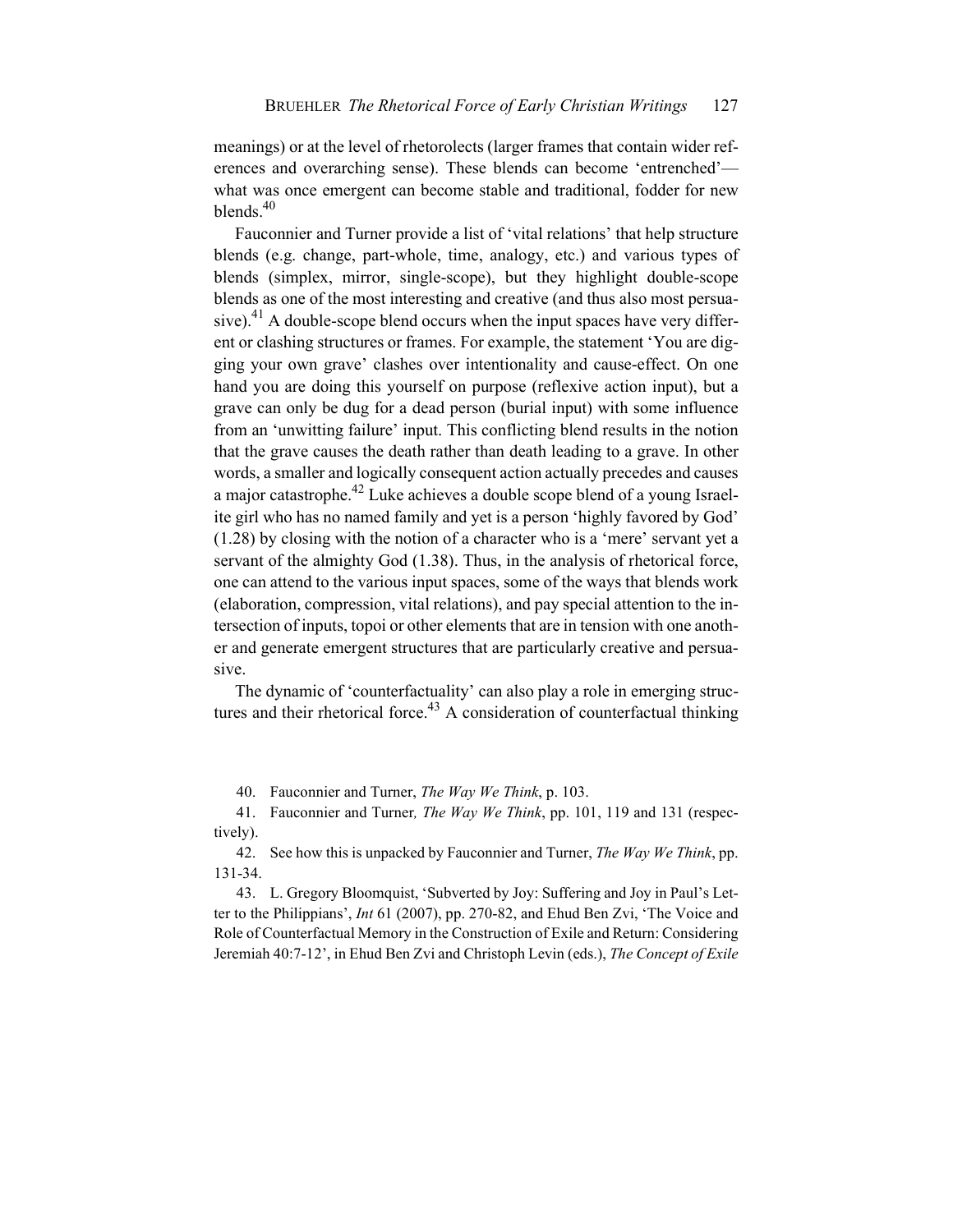meanings) or at the level of rhetorolects (larger frames that contain wider references and overarching sense). These blends can become 'entrenched'—what was once emergent can become stable and traditional, fodder for new blends.[40]

Fauconnier and Turner provide a list of 'vital relations' that help structure blends (e.g. change, part-whole, time, analogy, etc.) and various types of blends (simplex, mirror, single-scope), but they highlight double-scope blends as one of the most interesting and creative (and thus also most persuasive).[41] A double-scope blend occurs when the input spaces have very different or clashing structures or frames. For example, the statement 'You are digging your own grave' clashes over intentionality and cause-effect. On one hand you are doing this yourself on purpose (reflexive action input), but a grave can only be dug for a dead person (burial input) with some influence from an 'unwitting failure' input. This conflicting blend results in the notion that the grave causes the death rather than death leading to a grave. In other words, a smaller and logically consequent action actually precedes and causes a major catastrophe.[42] Luke achieves a double scope blend of a young Israelite girl who has no named family and yet is a person 'highly favored by God' (1.28) by closing with the notion of a character who is a 'mere' servant yet a servant of the almighty God (1.38). Thus, in the analysis of rhetorical force, one can attend to the various input spaces, some of the ways that blends work (elaboration, compression, vital relations), and pay special attention to the intersection of inputs, topoi or other elements that are in tension with one another and generate emergent structures that are particularly creative and persuasive.

The dynamic of 'counterfactuality' can also play a role in emerging structures and their rhetorical force.[43] A consideration of counterfactual thinking

40. Fauconnier and Turner, *The Way We Think*, p. 103.

41. Fauconnier and Turner*, The Way We Think*, pp. 101, 119 and 131 (respectively).

42. See how this is unpacked by Fauconnier and Turner, *The Way We Think*, pp. 131-34.

43. L. Gregory Bloomquist, 'Subverted by Joy: Suffering and Joy in Paul's Letter to the Philippians', *Int* 61 (2007), pp. 270-82, and Ehud Ben Zvi, 'The Voice and Role of Counterfactual Memory in the Construction of Exile and Return: Considering Jeremiah 40:7-12', in Ehud Ben Zvi and Christoph Levin (eds.), *The Concept of Exile*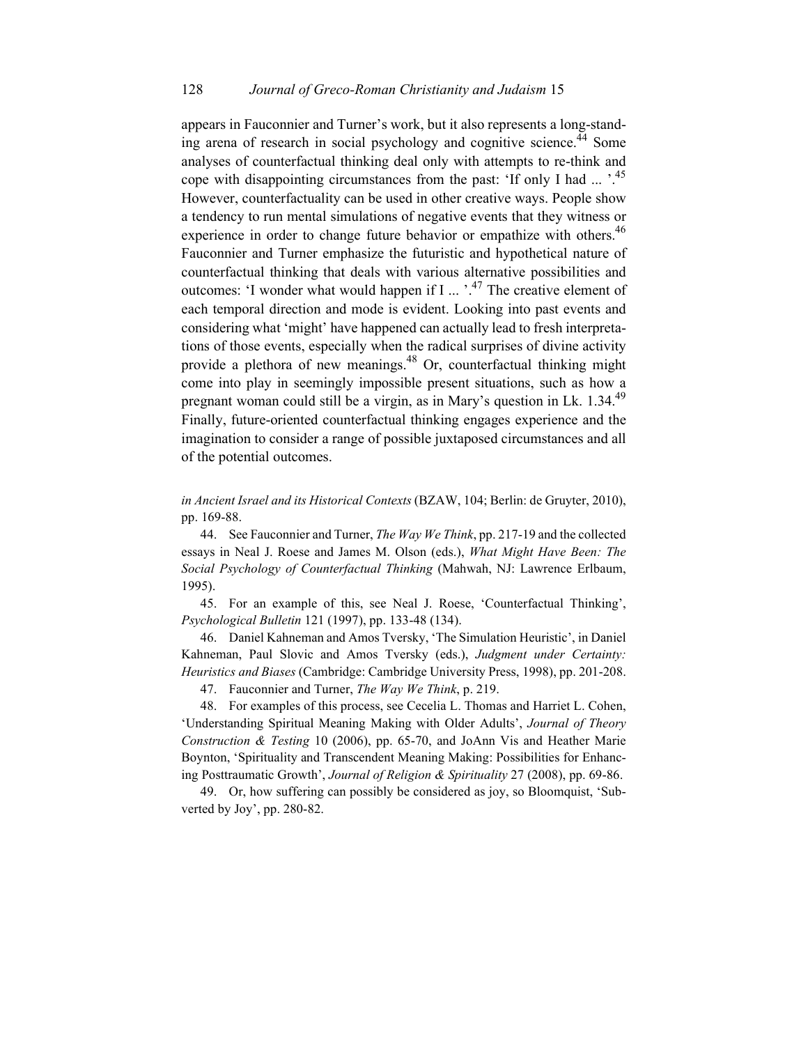appears in Fauconnier and Turner's work, but it also represents a long-standing arena of research in social psychology and cognitive science.[44] Some analyses of counterfactual thinking deal only with attempts to re-think and cope with disappointing circumstances from the past: 'If only I had ... '.[45] However, counterfactuality can be used in other creative ways. People show a tendency to run mental simulations of negative events that they witness or experience in order to change future behavior or empathize with others.[46] Fauconnier and Turner emphasize the futuristic and hypothetical nature of counterfactual thinking that deals with various alternative possibilities and outcomes: 'I wonder what would happen if I ... '.[47] The creative element of each temporal direction and mode is evident. Looking into past events and considering what 'might' have happened can actually lead to fresh interpretations of those events, especially when the radical surprises of divine activity provide a plethora of new meanings.[48] Or, counterfactual thinking might come into play in seemingly impossible present situations, such as how a pregnant woman could still be a virgin, as in Mary's question in Lk. 1.34.[49] Finally, future-oriented counterfactual thinking engages experience and the imagination to consider a range of possible juxtaposed circumstances and all of the potential outcomes.

*in Ancient Israel and its Historical Contexts* (BZAW, 104; Berlin: de Gruyter, 2010), pp. 169-88.

44. See Fauconnier and Turner, *The Way We Think*, pp. 217-19 and the collected essays in Neal J. Roese and James M. Olson (eds.), *What Might Have Been: The Social Psychology of Counterfactual Thinking* (Mahwah, NJ: Lawrence Erlbaum, 1995).

45. For an example of this, see Neal J. Roese, 'Counterfactual Thinking', *Psychological Bulletin* 121 (1997), pp. 133-48 (134).

46. Daniel Kahneman and Amos Tversky, 'The Simulation Heuristic', in Daniel Kahneman, Paul Slovic and Amos Tversky (eds.), *Judgment under Certainty: Heuristics and Biases* (Cambridge: Cambridge University Press, 1998), pp. 201-208.

47. Fauconnier and Turner, *The Way We Think*, p. 219.

48. For examples of this process, see Cecelia L. Thomas and Harriet L. Cohen, 'Understanding Spiritual Meaning Making with Older Adults', *Journal of Theory Construction & Testing* 10 (2006), pp. 65-70, and JoAnn Vis and Heather Marie Boynton, 'Spirituality and Transcendent Meaning Making: Possibilities for Enhancing Posttraumatic Growth', *Journal of Religion & Spirituality* 27 (2008), pp. 69-86.

49. Or, how suffering can possibly be considered as joy, so Bloomquist, 'Subverted by Joy', pp. 280-82.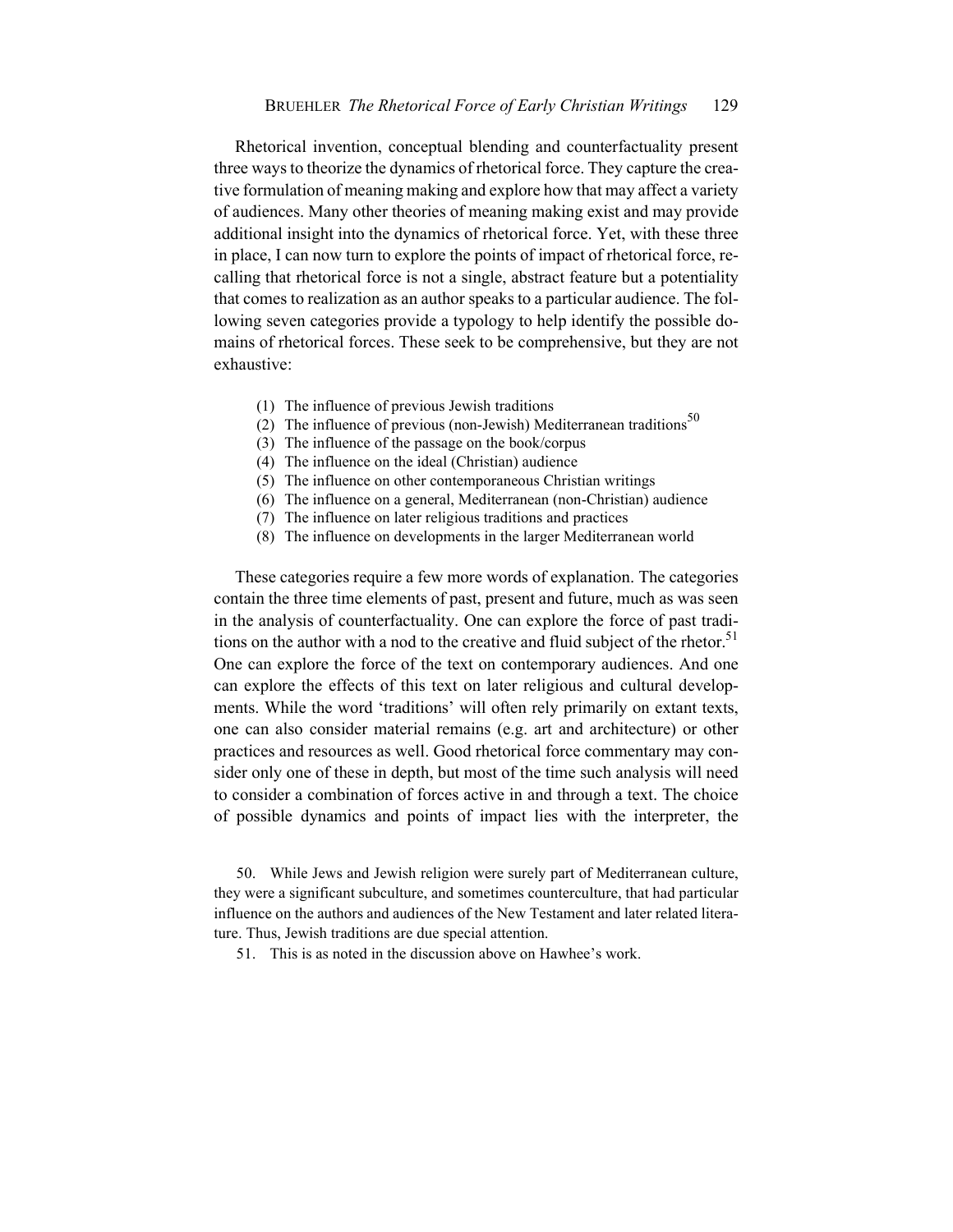Rhetorical invention, conceptual blending and counterfactuality present three ways to theorize the dynamics of rhetorical force. They capture the creative formulation of meaning making and explore how that may affect a variety of audiences. Many other theories of meaning making exist and may provide additional insight into the dynamics of rhetorical force. Yet, with these three in place, I can now turn to explore the points of impact of rhetorical force, recalling that rhetorical force is not a single, abstract feature but a potentiality that comes to realization as an author speaks to a particular audience. The following seven categories provide a typology to help identify the possible domains of rhetorical forces. These seek to be comprehensive, but they are not exhaustive:

(1) The influence of previous Jewish traditions
(2) The influence of previous (non-Jewish) Mediterranean traditions[50]
(3) The influence of the passage on the book/corpus
(4) The influence on the ideal (Christian) audience
(5) The influence on other contemporaneous Christian writings
(6) The influence on a general, Mediterranean (non-Christian) audience
(7) The influence on later religious traditions and practices
(8) The influence on developments in the larger Mediterranean world

These categories require a few more words of explanation. The categories contain the three time elements of past, present and future, much as was seen in the analysis of counterfactuality. One can explore the force of past traditions on the author with a nod to the creative and fluid subject of the rhetor.[51] One can explore the force of the text on contemporary audiences. And one can explore the effects of this text on later religious and cultural developments. While the word 'traditions' will often rely primarily on extant texts, one can also consider material remains (e.g. art and architecture) or other practices and resources as well. Good rhetorical force commentary may consider only one of these in depth, but most of the time such analysis will need to consider a combination of forces active in and through a text. The choice of possible dynamics and points of impact lies with the interpreter, the

50. While Jews and Jewish religion were surely part of Mediterranean culture, they were a significant subculture, and sometimes counterculture, that had particular influence on the authors and audiences of the New Testament and later related literature. Thus, Jewish traditions are due special attention.

51. This is as noted in the discussion above on Hawhee's work.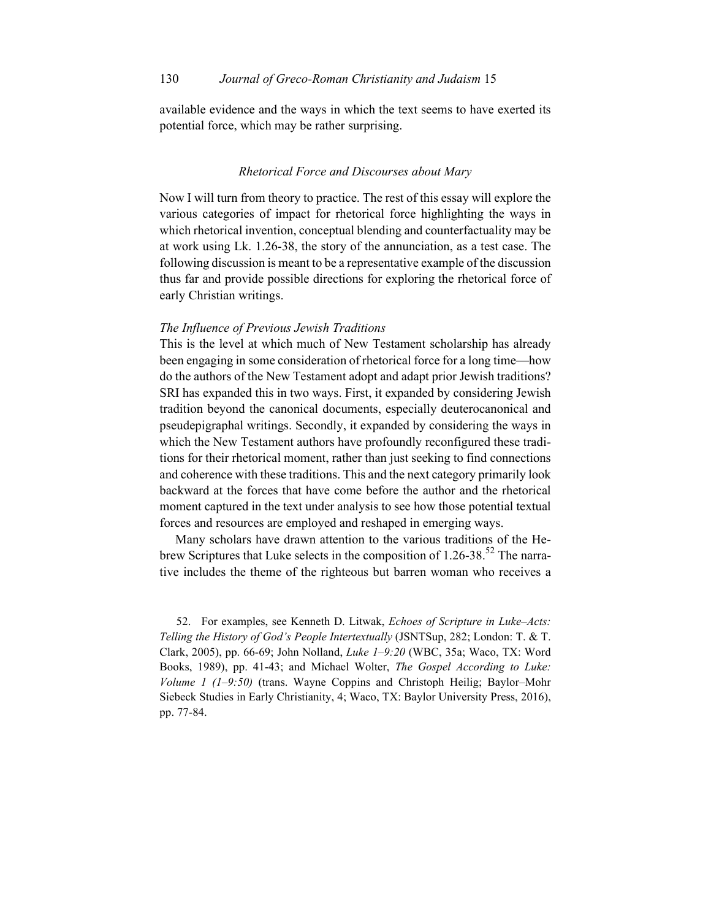available evidence and the ways in which the text seems to have exerted its potential force, which may be rather surprising.

### *Rhetorical Force and Discourses about Mary*

Now I will turn from theory to practice. The rest of this essay will explore the various categories of impact for rhetorical force highlighting the ways in which rhetorical invention, conceptual blending and counterfactuality may be at work using Lk. 1.26-38, the story of the annunciation, as a test case. The following discussion is meant to be a representative example of the discussion thus far and provide possible directions for exploring the rhetorical force of early Christian writings.

#### *The Influence of Previous Jewish Traditions*

This is the level at which much of New Testament scholarship has already been engaging in some consideration of rhetorical force for a long time—how do the authors of the New Testament adopt and adapt prior Jewish traditions? SRI has expanded this in two ways. First, it expanded by considering Jewish tradition beyond the canonical documents, especially deuterocanonical and pseudepigraphal writings. Secondly, it expanded by considering the ways in which the New Testament authors have profoundly reconfigured these traditions for their rhetorical moment, rather than just seeking to find connections and coherence with these traditions. This and the next category primarily look backward at the forces that have come before the author and the rhetorical moment captured in the text under analysis to see how those potential textual forces and resources are employed and reshaped in emerging ways.

Many scholars have drawn attention to the various traditions of the Hebrew Scriptures that Luke selects in the composition of 1.26-38.[52] The narrative includes the theme of the righteous but barren woman who receives a

52. For examples, see Kenneth D. Litwak, *Echoes of Scripture in Luke–Acts: Telling the History of God's People Intertextually* (JSNTSup, 282; London: T. & T. Clark, 2005), pp. 66-69; John Nolland, *Luke 1–9:20* (WBC, 35a; Waco, TX: Word Books, 1989), pp. 41-43; and Michael Wolter, *The Gospel According to Luke: Volume 1 (1–9:50)* (trans. Wayne Coppins and Christoph Heilig; Baylor–Mohr Siebeck Studies in Early Christianity, 4; Waco, TX: Baylor University Press, 2016), pp. 77-84.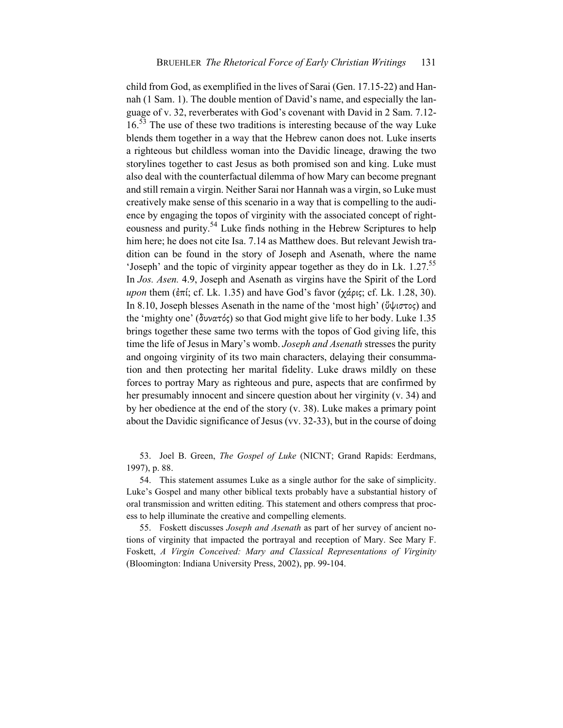child from God, as exemplified in the lives of Sarai (Gen. 17.15-22) and Hannah (1 Sam. 1). The double mention of David's name, and especially the language of v. 32, reverberates with God's covenant with David in 2 Sam. 7.12-16.[53] The use of these two traditions is interesting because of the way Luke blends them together in a way that the Hebrew canon does not. Luke inserts a righteous but childless woman into the Davidic lineage, drawing the two storylines together to cast Jesus as both promised son and king. Luke must also deal with the counterfactual dilemma of how Mary can become pregnant and still remain a virgin. Neither Sarai nor Hannah was a virgin, so Luke must creatively make sense of this scenario in a way that is compelling to the audience by engaging the topos of virginity with the associated concept of righteousness and purity.[54] Luke finds nothing in the Hebrew Scriptures to help him here; he does not cite Isa. 7.14 as Matthew does. But relevant Jewish tradition can be found in the story of Joseph and Asenath, where the name 'Joseph' and the topic of virginity appear together as they do in Lk. 1.27.[55] In *Jos. Asen.* 4.9, Joseph and Asenath as virgins have the Spirit of the Lord *upon* them (ἐπί; cf. Lk. 1.35) and have God's favor (χάρις; cf. Lk. 1.28, 30). In 8.10, Joseph blesses Asenath in the name of the 'most high' (ὕψιστος) and the 'mighty one' (δυνατός) so that God might give life to her body. Luke 1.35 brings together these same two terms with the topos of God giving life, this time the life of Jesus in Mary's womb. *Joseph and Asenath* stresses the purity and ongoing virginity of its two main characters, delaying their consummation and then protecting her marital fidelity. Luke draws mildly on these forces to portray Mary as righteous and pure, aspects that are confirmed by her presumably innocent and sincere question about her virginity (v. 34) and by her obedience at the end of the story (v. 38). Luke makes a primary point about the Davidic significance of Jesus (vv. 32-33), but in the course of doing

53. Joel B. Green, *The Gospel of Luke* (NICNT; Grand Rapids: Eerdmans, 1997), p. 88.

54. This statement assumes Luke as a single author for the sake of simplicity. Luke's Gospel and many other biblical texts probably have a substantial history of oral transmission and written editing. This statement and others compress that process to help illuminate the creative and compelling elements.

55. Foskett discusses *Joseph and Asenath* as part of her survey of ancient notions of virginity that impacted the portrayal and reception of Mary. See Mary F. Foskett, *A Virgin Conceived: Mary and Classical Representations of Virginity* (Bloomington: Indiana University Press, 2002), pp. 99-104.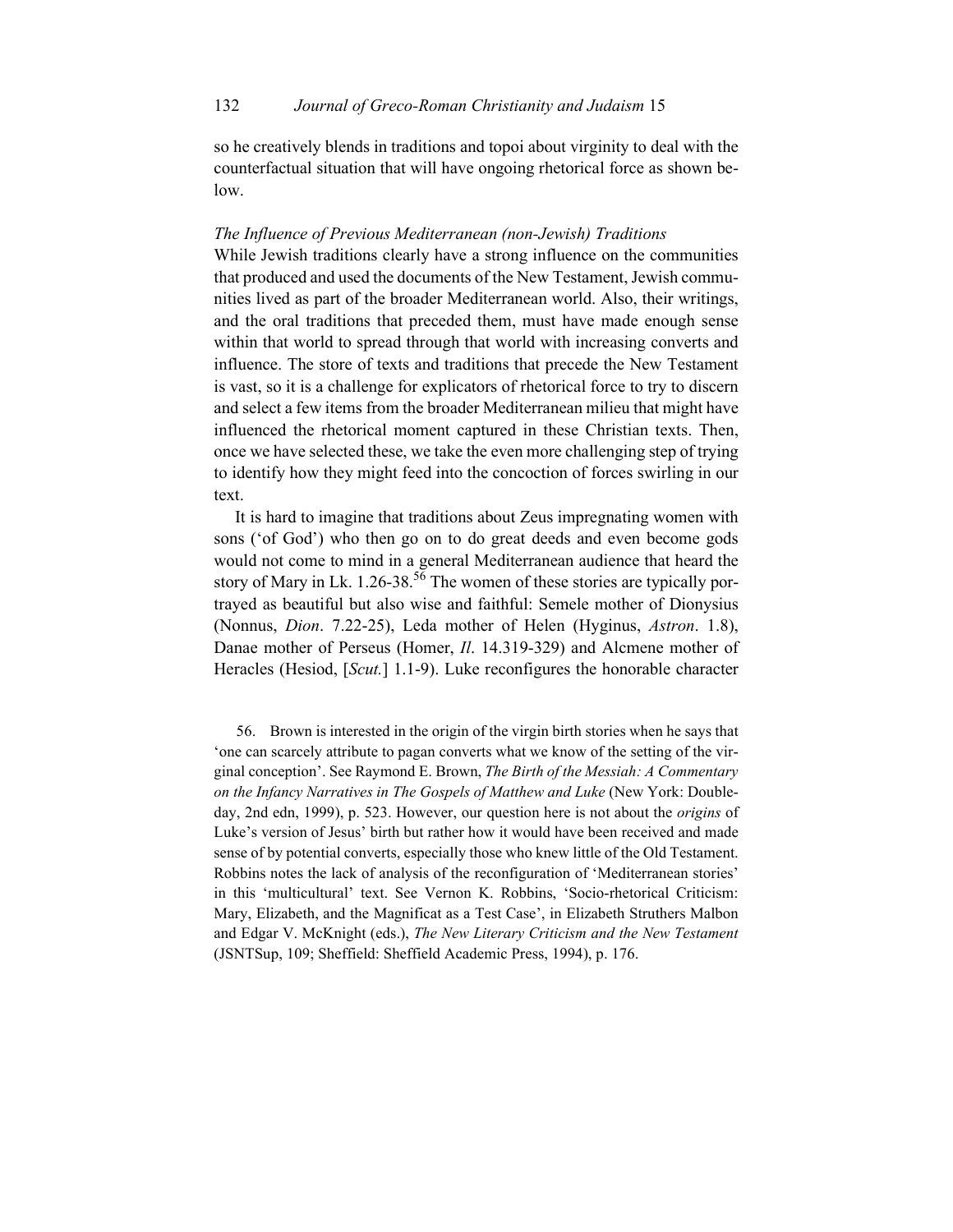so he creatively blends in traditions and topoi about virginity to deal with the counterfactual situation that will have ongoing rhetorical force as shown below.

### *The Influence of Previous Mediterranean (non-Jewish) Traditions*

While Jewish traditions clearly have a strong influence on the communities that produced and used the documents of the New Testament, Jewish communities lived as part of the broader Mediterranean world. Also, their writings, and the oral traditions that preceded them, must have made enough sense within that world to spread through that world with increasing converts and influence. The store of texts and traditions that precede the New Testament is vast, so it is a challenge for explicators of rhetorical force to try to discern and select a few items from the broader Mediterranean milieu that might have influenced the rhetorical moment captured in these Christian texts. Then, once we have selected these, we take the even more challenging step of trying to identify how they might feed into the concoction of forces swirling in our text.

It is hard to imagine that traditions about Zeus impregnating women with sons ('of God') who then go on to do great deeds and even become gods would not come to mind in a general Mediterranean audience that heard the story of Mary in Lk. 1.26-38.[56] The women of these stories are typically portrayed as beautiful but also wise and faithful: Semele mother of Dionysius (Nonnus, *Dion*. 7.22-25), Leda mother of Helen (Hyginus, *Astron*. 1.8), Danae mother of Perseus (Homer, *Il*. 14.319-329) and Alcmene mother of Heracles (Hesiod, [*Scut.*] 1.1-9). Luke reconfigures the honorable character

56. Brown is interested in the origin of the virgin birth stories when he says that 'one can scarcely attribute to pagan converts what we know of the setting of the virginal conception'. See Raymond E. Brown, *The Birth of the Messiah: A Commentary on the Infancy Narratives in The Gospels of Matthew and Luke* (New York: Doubleday, 2nd edn, 1999), p. 523. However, our question here is not about the *origins* of Luke's version of Jesus' birth but rather how it would have been received and made sense of by potential converts, especially those who knew little of the Old Testament. Robbins notes the lack of analysis of the reconfiguration of 'Mediterranean stories' in this 'multicultural' text. See Vernon K. Robbins, 'Socio-rhetorical Criticism: Mary, Elizabeth, and the Magnificat as a Test Case', in Elizabeth Struthers Malbon and Edgar V. McKnight (eds.), *The New Literary Criticism and the New Testament* (JSNTSup, 109; Sheffield: Sheffield Academic Press, 1994), p. 176.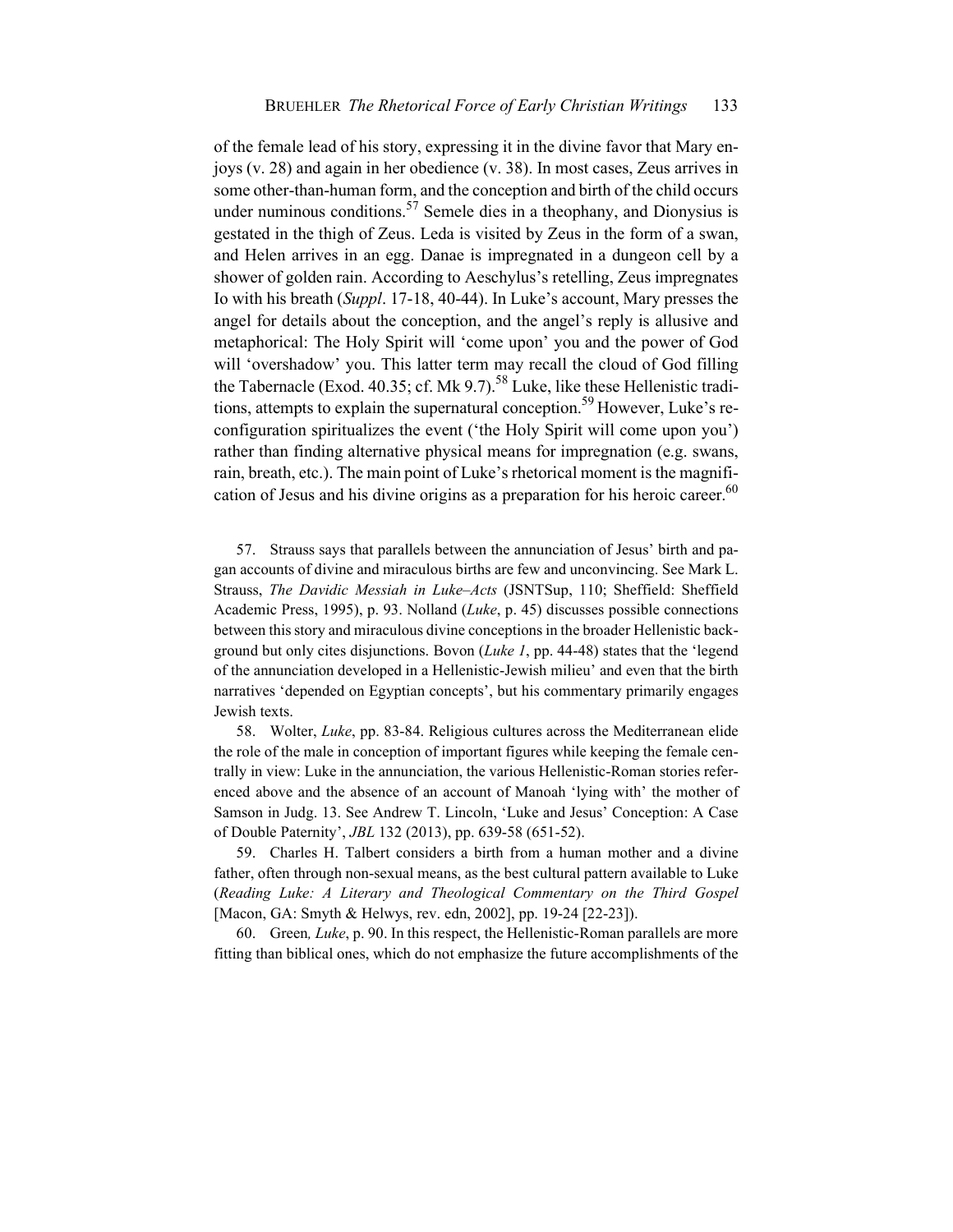of the female lead of his story, expressing it in the divine favor that Mary enjoys (v. 28) and again in her obedience (v. 38). In most cases, Zeus arrives in some other-than-human form, and the conception and birth of the child occurs under numinous conditions.[57] Semele dies in a theophany, and Dionysius is gestated in the thigh of Zeus. Leda is visited by Zeus in the form of a swan, and Helen arrives in an egg. Danae is impregnated in a dungeon cell by a shower of golden rain. According to Aeschylus's retelling, Zeus impregnates Io with his breath (*Suppl*. 17-18, 40-44). In Luke's account, Mary presses the angel for details about the conception, and the angel's reply is allusive and metaphorical: The Holy Spirit will 'come upon' you and the power of God will 'overshadow' you. This latter term may recall the cloud of God filling the Tabernacle (Exod. 40.35; cf. Mk 9.7).[58] Luke, like these Hellenistic traditions, attempts to explain the supernatural conception.[59] However, Luke's reconfiguration spiritualizes the event ('the Holy Spirit will come upon you') rather than finding alternative physical means for impregnation (e.g. swans, rain, breath, etc.). The main point of Luke's rhetorical moment is the magnification of Jesus and his divine origins as a preparation for his heroic career.[60]

57. Strauss says that parallels between the annunciation of Jesus' birth and pagan accounts of divine and miraculous births are few and unconvincing. See Mark L. Strauss, *The Davidic Messiah in Luke–Acts* (JSNTSup, 110; Sheffield: Sheffield Academic Press, 1995), p. 93. Nolland (*Luke*, p. 45) discusses possible connections between this story and miraculous divine conceptions in the broader Hellenistic background but only cites disjunctions. Bovon (*Luke 1*, pp. 44-48) states that the 'legend of the annunciation developed in a Hellenistic-Jewish milieu' and even that the birth narratives 'depended on Egyptian concepts', but his commentary primarily engages Jewish texts.

58. Wolter, *Luke*, pp. 83-84. Religious cultures across the Mediterranean elide the role of the male in conception of important figures while keeping the female centrally in view: Luke in the annunciation, the various Hellenistic-Roman stories referenced above and the absence of an account of Manoah 'lying with' the mother of Samson in Judg. 13. See Andrew T. Lincoln, 'Luke and Jesus' Conception: A Case of Double Paternity', *JBL* 132 (2013), pp. 639-58 (651-52).

59. Charles H. Talbert considers a birth from a human mother and a divine father, often through non-sexual means, as the best cultural pattern available to Luke (*Reading Luke: A Literary and Theological Commentary on the Third Gospel* [Macon, GA: Smyth & Helwys, rev. edn, 2002], pp. 19-24 [22-23]).

60. Green*, Luke*, p. 90. In this respect, the Hellenistic-Roman parallels are more fitting than biblical ones, which do not emphasize the future accomplishments of the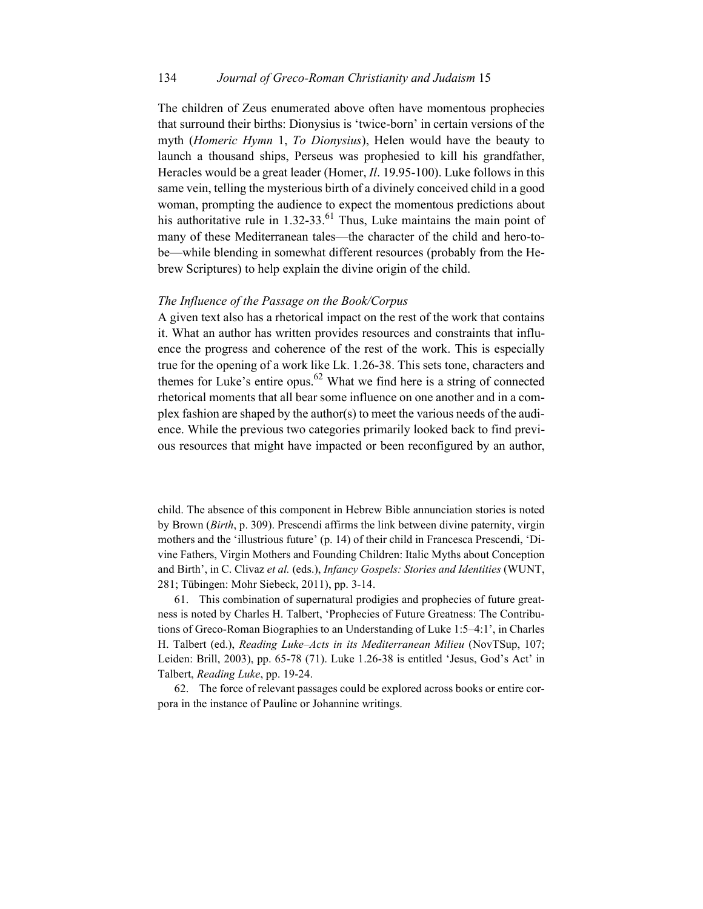The children of Zeus enumerated above often have momentous prophecies that surround their births: Dionysius is 'twice-born' in certain versions of the myth (*Homeric Hymn* 1, *To Dionysius*), Helen would have the beauty to launch a thousand ships, Perseus was prophesied to kill his grandfather, Heracles would be a great leader (Homer, *Il*. 19.95-100). Luke follows in this same vein, telling the mysterious birth of a divinely conceived child in a good woman, prompting the audience to expect the momentous predictions about his authoritative rule in 1.32-33.[61] Thus, Luke maintains the main point of many of these Mediterranean tales—the character of the child and hero-to-be—while blending in somewhat different resources (probably from the Hebrew Scriptures) to help explain the divine origin of the child.

### *The Influence of the Passage on the Book/Corpus*

A given text also has a rhetorical impact on the rest of the work that contains it. What an author has written provides resources and constraints that influence the progress and coherence of the rest of the work. This is especially true for the opening of a work like Lk. 1.26-38. This sets tone, characters and themes for Luke's entire opus.[62] What we find here is a string of connected rhetorical moments that all bear some influence on one another and in a complex fashion are shaped by the author(s) to meet the various needs of the audience. While the previous two categories primarily looked back to find previous resources that might have impacted or been reconfigured by an author,

---

child. The absence of this component in Hebrew Bible annunciation stories is noted by Brown (*Birth*, p. 309). Prescendi affirms the link between divine paternity, virgin mothers and the 'illustrious future' (p. 14) of their child in Francesca Prescendi, 'Divine Fathers, Virgin Mothers and Founding Children: Italic Myths about Conception and Birth', in C. Clivaz *et al.* (eds.), *Infancy Gospels: Stories and Identities* (WUNT, 281; Tübingen: Mohr Siebeck, 2011), pp. 3-14.

61. This combination of supernatural prodigies and prophecies of future greatness is noted by Charles H. Talbert, 'Prophecies of Future Greatness: The Contributions of Greco-Roman Biographies to an Understanding of Luke 1:5–4:1', in Charles H. Talbert (ed.), *Reading Luke–Acts in its Mediterranean Milieu* (NovTSup, 107; Leiden: Brill, 2003), pp. 65-78 (71). Luke 1.26-38 is entitled 'Jesus, God's Act' in Talbert, *Reading Luke*, pp. 19-24.

62. The force of relevant passages could be explored across books or entire corpora in the instance of Pauline or Johannine writings.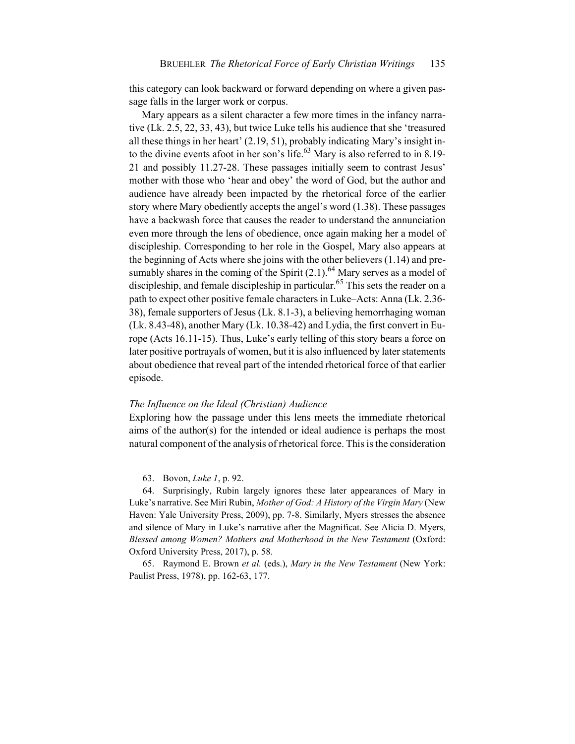this category can look backward or forward depending on where a given passage falls in the larger work or corpus.

Mary appears as a silent character a few more times in the infancy narrative (Lk. 2.5, 22, 33, 43), but twice Luke tells his audience that she 'treasured all these things in her heart' (2.19, 51), probably indicating Mary's insight into the divine events afoot in her son's life.[63] Mary is also referred to in 8.19-21 and possibly 11.27-28. These passages initially seem to contrast Jesus' mother with those who 'hear and obey' the word of God, but the author and audience have already been impacted by the rhetorical force of the earlier story where Mary obediently accepts the angel's word (1.38). These passages have a backwash force that causes the reader to understand the annunciation even more through the lens of obedience, once again making her a model of discipleship. Corresponding to her role in the Gospel, Mary also appears at the beginning of Acts where she joins with the other believers (1.14) and presumably shares in the coming of the Spirit (2.1).[64] Mary serves as a model of discipleship, and female discipleship in particular.[65] This sets the reader on a path to expect other positive female characters in Luke–Acts: Anna (Lk. 2.36-38), female supporters of Jesus (Lk. 8.1-3), a believing hemorrhaging woman (Lk. 8.43-48), another Mary (Lk. 10.38-42) and Lydia, the first convert in Europe (Acts 16.11-15). Thus, Luke's early telling of this story bears a force on later positive portrayals of women, but it is also influenced by later statements about obedience that reveal part of the intended rhetorical force of that earlier episode.

### *The Influence on the Ideal (Christian) Audience*

Exploring how the passage under this lens meets the immediate rhetorical aims of the author(s) for the intended or ideal audience is perhaps the most natural component of the analysis of rhetorical force. This is the consideration

63. Bovon, *Luke 1*, p. 92.

64. Surprisingly, Rubin largely ignores these later appearances of Mary in Luke's narrative. See Miri Rubin, *Mother of God: A History of the Virgin Mary* (New Haven: Yale University Press, 2009), pp. 7-8. Similarly, Myers stresses the absence and silence of Mary in Luke's narrative after the Magnificat. See Alicia D. Myers, *Blessed among Women? Mothers and Motherhood in the New Testament* (Oxford: Oxford University Press, 2017), p. 58.

65. Raymond E. Brown *et al.* (eds.), *Mary in the New Testament* (New York: Paulist Press, 1978), pp. 162-63, 177.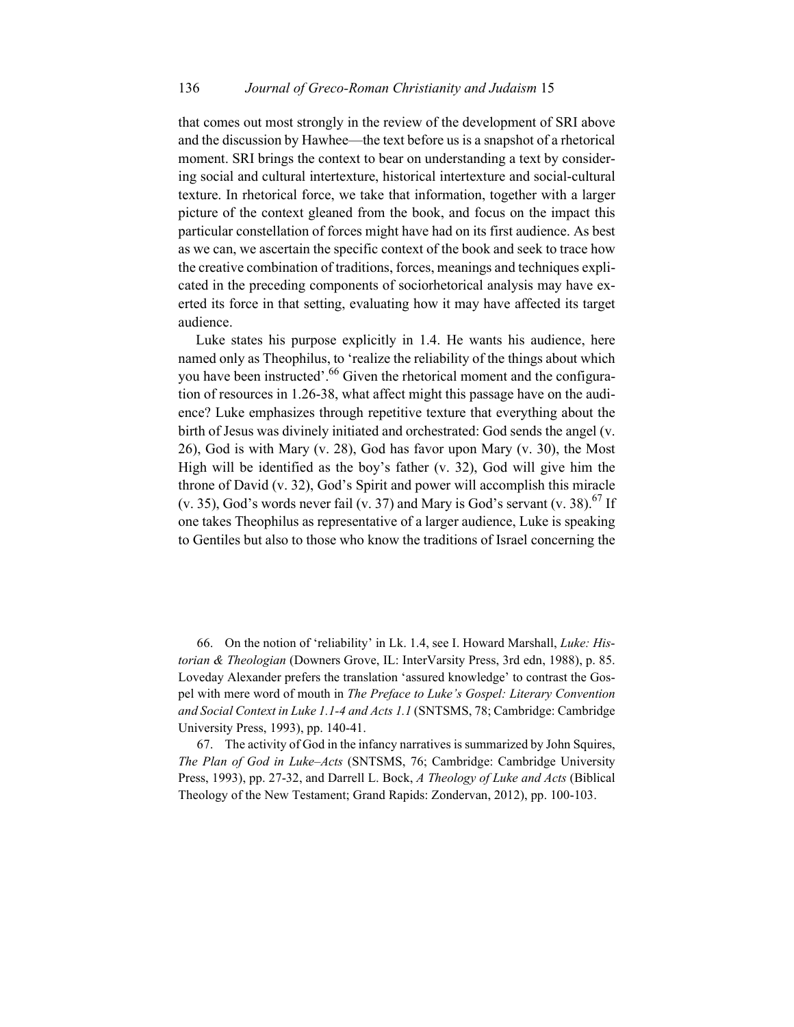that comes out most strongly in the review of the development of SRI above and the discussion by Hawhee—the text before us is a snapshot of a rhetorical moment. SRI brings the context to bear on understanding a text by considering social and cultural intertexture, historical intertexture and social-cultural texture. In rhetorical force, we take that information, together with a larger picture of the context gleaned from the book, and focus on the impact this particular constellation of forces might have had on its first audience. As best as we can, we ascertain the specific context of the book and seek to trace how the creative combination of traditions, forces, meanings and techniques explicated in the preceding components of sociorhetorical analysis may have exerted its force in that setting, evaluating how it may have affected its target audience.

Luke states his purpose explicitly in 1.4. He wants his audience, here named only as Theophilus, to 'realize the reliability of the things about which you have been instructed'.[66] Given the rhetorical moment and the configuration of resources in 1.26-38, what affect might this passage have on the audience? Luke emphasizes through repetitive texture that everything about the birth of Jesus was divinely initiated and orchestrated: God sends the angel (v. 26), God is with Mary (v. 28), God has favor upon Mary (v. 30), the Most High will be identified as the boy's father (v. 32), God will give him the throne of David (v. 32), God's Spirit and power will accomplish this miracle (v. 35), God's words never fail (v. 37) and Mary is God's servant (v. 38).[67] If one takes Theophilus as representative of a larger audience, Luke is speaking to Gentiles but also to those who know the traditions of Israel concerning the

66. On the notion of 'reliability' in Lk. 1.4, see I. Howard Marshall, *Luke: Historian & Theologian* (Downers Grove, IL: InterVarsity Press, 3rd edn, 1988), p. 85. Loveday Alexander prefers the translation 'assured knowledge' to contrast the Gospel with mere word of mouth in *The Preface to Luke's Gospel: Literary Convention and Social Context in Luke 1.1-4 and Acts 1.1* (SNTSMS, 78; Cambridge: Cambridge University Press, 1993), pp. 140-41.

67. The activity of God in the infancy narratives is summarized by John Squires, *The Plan of God in Luke–Acts* (SNTSMS, 76; Cambridge: Cambridge University Press, 1993), pp. 27-32, and Darrell L. Bock, *A Theology of Luke and Acts* (Biblical Theology of the New Testament; Grand Rapids: Zondervan, 2012), pp. 100-103.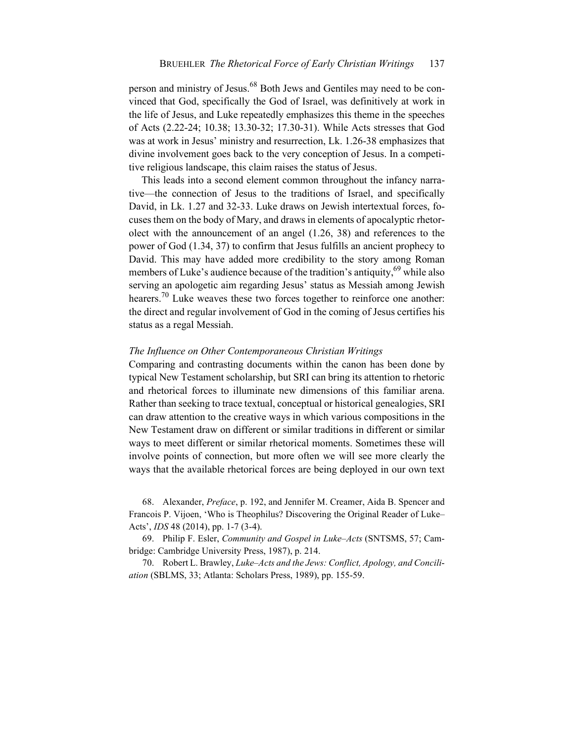person and ministry of Jesus.[68] Both Jews and Gentiles may need to be convinced that God, specifically the God of Israel, was definitively at work in the life of Jesus, and Luke repeatedly emphasizes this theme in the speeches of Acts (2.22-24; 10.38; 13.30-32; 17.30-31). While Acts stresses that God was at work in Jesus' ministry and resurrection, Lk. 1.26-38 emphasizes that divine involvement goes back to the very conception of Jesus. In a competitive religious landscape, this claim raises the status of Jesus.

This leads into a second element common throughout the infancy narrative—the connection of Jesus to the traditions of Israel, and specifically David, in Lk. 1.27 and 32-33. Luke draws on Jewish intertextual forces, focuses them on the body of Mary, and draws in elements of apocalyptic rhetorolect with the announcement of an angel (1.26, 38) and references to the power of God (1.34, 37) to confirm that Jesus fulfills an ancient prophecy to David. This may have added more credibility to the story among Roman members of Luke's audience because of the tradition's antiquity,[69] while also serving an apologetic aim regarding Jesus' status as Messiah among Jewish hearers.[70] Luke weaves these two forces together to reinforce one another: the direct and regular involvement of God in the coming of Jesus certifies his status as a regal Messiah.

*The Influence on Other Contemporaneous Christian Writings*

Comparing and contrasting documents within the canon has been done by typical New Testament scholarship, but SRI can bring its attention to rhetoric and rhetorical forces to illuminate new dimensions of this familiar arena. Rather than seeking to trace textual, conceptual or historical genealogies, SRI can draw attention to the creative ways in which various compositions in the New Testament draw on different or similar traditions in different or similar ways to meet different or similar rhetorical moments. Sometimes these will involve points of connection, but more often we will see more clearly the ways that the available rhetorical forces are being deployed in our own text

68. Alexander, *Preface*, p. 192, and Jennifer M. Creamer, Aida B. Spencer and Francois P. Vijoen, 'Who is Theophilus? Discovering the Original Reader of Luke–Acts', *IDS* 48 (2014), pp. 1-7 (3-4).

69. Philip F. Esler, *Community and Gospel in Luke–Acts* (SNTSMS, 57; Cambridge: Cambridge University Press, 1987), p. 214.

70. Robert L. Brawley, *Luke–Acts and the Jews: Conflict, Apology, and Conciliation* (SBLMS, 33; Atlanta: Scholars Press, 1989), pp. 155-59.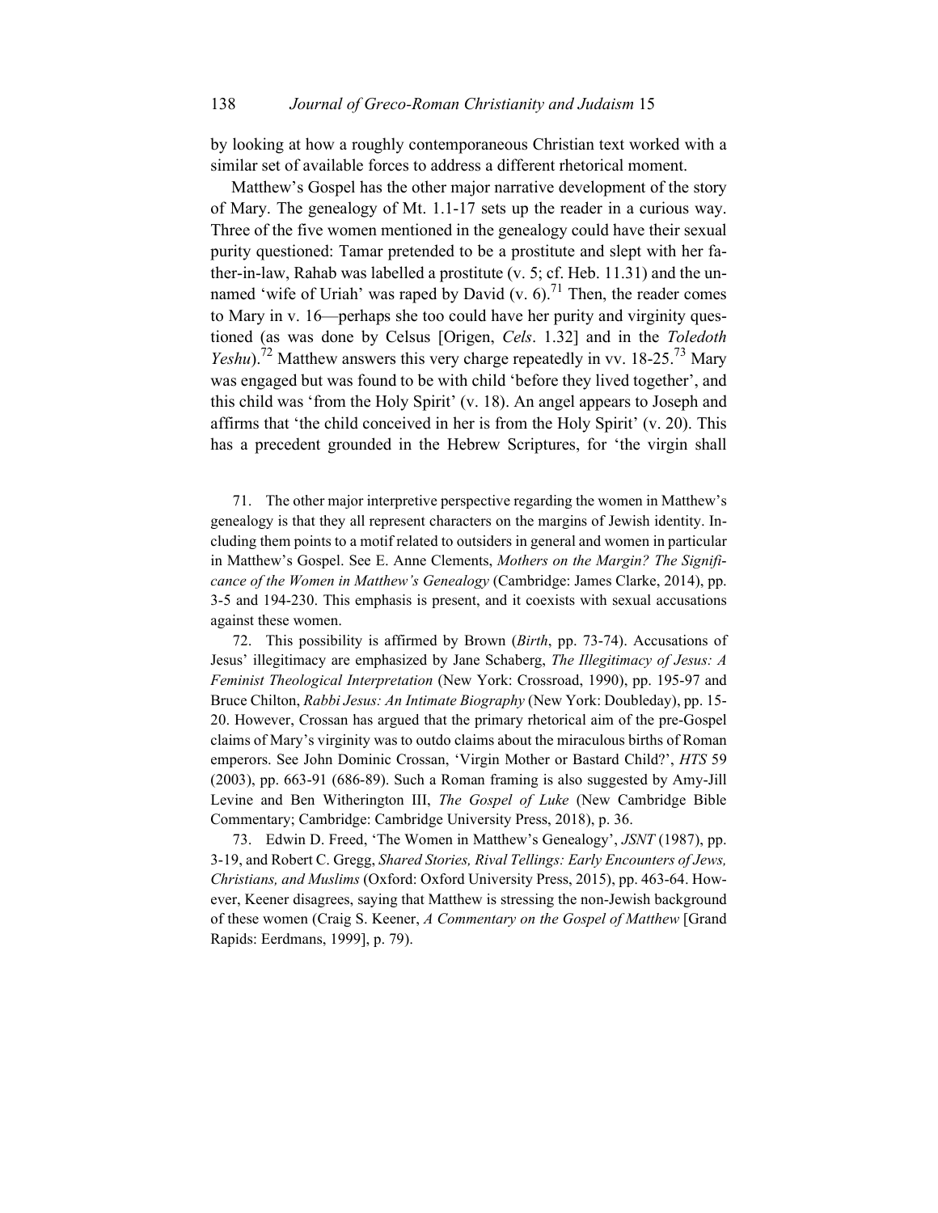by looking at how a roughly contemporaneous Christian text worked with a similar set of available forces to address a different rhetorical moment.

Matthew's Gospel has the other major narrative development of the story of Mary. The genealogy of Mt. 1.1-17 sets up the reader in a curious way. Three of the five women mentioned in the genealogy could have their sexual purity questioned: Tamar pretended to be a prostitute and slept with her father-in-law, Rahab was labelled a prostitute (v. 5; cf. Heb. 11.31) and the unnamed 'wife of Uriah' was raped by David (v. 6).[71] Then, the reader comes to Mary in v. 16—perhaps she too could have her purity and virginity questioned (as was done by Celsus [Origen, *Cels*. 1.32] and in the *Toledoth Yeshu*).[72] Matthew answers this very charge repeatedly in vv. 18-25.[73] Mary was engaged but was found to be with child 'before they lived together', and this child was 'from the Holy Spirit' (v. 18). An angel appears to Joseph and affirms that 'the child conceived in her is from the Holy Spirit' (v. 20). This has a precedent grounded in the Hebrew Scriptures, for 'the virgin shall

71. The other major interpretive perspective regarding the women in Matthew's genealogy is that they all represent characters on the margins of Jewish identity. Including them points to a motif related to outsiders in general and women in particular in Matthew's Gospel. See E. Anne Clements, *Mothers on the Margin? The Significance of the Women in Matthew's Genealogy* (Cambridge: James Clarke, 2014), pp. 3-5 and 194-230. This emphasis is present, and it coexists with sexual accusations against these women.

72. This possibility is affirmed by Brown (*Birth*, pp. 73-74). Accusations of Jesus' illegitimacy are emphasized by Jane Schaberg, *The Illegitimacy of Jesus: A Feminist Theological Interpretation* (New York: Crossroad, 1990), pp. 195-97 and Bruce Chilton, *Rabbi Jesus: An Intimate Biography* (New York: Doubleday), pp. 15-20. However, Crossan has argued that the primary rhetorical aim of the pre-Gospel claims of Mary's virginity was to outdo claims about the miraculous births of Roman emperors. See John Dominic Crossan, 'Virgin Mother or Bastard Child?', *HTS* 59 (2003), pp. 663-91 (686-89). Such a Roman framing is also suggested by Amy-Jill Levine and Ben Witherington III, *The Gospel of Luke* (New Cambridge Bible Commentary; Cambridge: Cambridge University Press, 2018), p. 36.

73. Edwin D. Freed, 'The Women in Matthew's Genealogy', *JSNT* (1987), pp. 3-19, and Robert C. Gregg, *Shared Stories, Rival Tellings: Early Encounters of Jews, Christians, and Muslims* (Oxford: Oxford University Press, 2015), pp. 463-64. However, Keener disagrees, saying that Matthew is stressing the non-Jewish background of these women (Craig S. Keener, *A Commentary on the Gospel of Matthew* [Grand Rapids: Eerdmans, 1999], p. 79).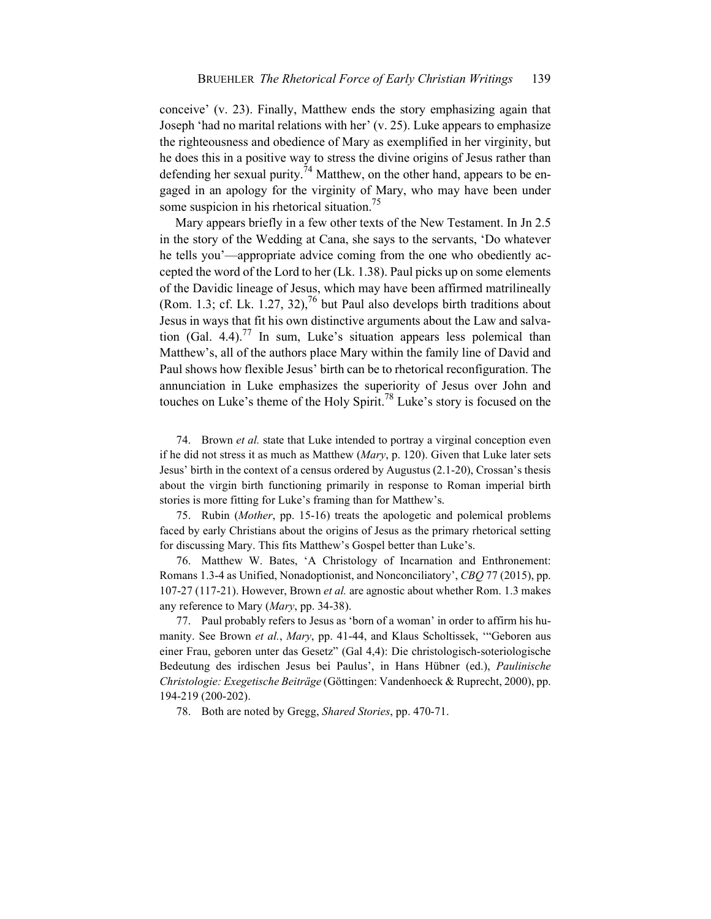conceive' (v. 23). Finally, Matthew ends the story emphasizing again that Joseph 'had no marital relations with her' (v. 25). Luke appears to emphasize the righteousness and obedience of Mary as exemplified in her virginity, but he does this in a positive way to stress the divine origins of Jesus rather than defending her sexual purity.[74] Matthew, on the other hand, appears to be engaged in an apology for the virginity of Mary, who may have been under some suspicion in his rhetorical situation.[75]

Mary appears briefly in a few other texts of the New Testament. In Jn 2.5 in the story of the Wedding at Cana, she says to the servants, 'Do whatever he tells you'—appropriate advice coming from the one who obediently accepted the word of the Lord to her (Lk. 1.38). Paul picks up on some elements of the Davidic lineage of Jesus, which may have been affirmed matrilineally (Rom. 1.3; cf. Lk. 1.27, 32),[76] but Paul also develops birth traditions about Jesus in ways that fit his own distinctive arguments about the Law and salvation (Gal. 4.4).[77] In sum, Luke's situation appears less polemical than Matthew's, all of the authors place Mary within the family line of David and Paul shows how flexible Jesus' birth can be to rhetorical reconfiguration. The annunciation in Luke emphasizes the superiority of Jesus over John and touches on Luke's theme of the Holy Spirit.[78] Luke's story is focused on the

74. Brown *et al.* state that Luke intended to portray a virginal conception even if he did not stress it as much as Matthew (*Mary*, p. 120). Given that Luke later sets Jesus' birth in the context of a census ordered by Augustus (2.1-20), Crossan's thesis about the virgin birth functioning primarily in response to Roman imperial birth stories is more fitting for Luke's framing than for Matthew's.

75. Rubin (*Mother*, pp. 15-16) treats the apologetic and polemical problems faced by early Christians about the origins of Jesus as the primary rhetorical setting for discussing Mary. This fits Matthew's Gospel better than Luke's.

76. Matthew W. Bates, 'A Christology of Incarnation and Enthronement: Romans 1.3-4 as Unified, Nonadoptionist, and Nonconciliatory', *CBQ* 77 (2015), pp. 107-27 (117-21). However, Brown *et al.* are agnostic about whether Rom. 1.3 makes any reference to Mary (*Mary*, pp. 34-38).

77. Paul probably refers to Jesus as 'born of a woman' in order to affirm his humanity. See Brown *et al.*, *Mary*, pp. 41-44, and Klaus Scholtissek, '"Geboren aus einer Frau, geboren unter das Gesetz" (Gal 4,4): Die christologisch-soteriologische Bedeutung des irdischen Jesus bei Paulus', in Hans Hübner (ed.), *Paulinische Christologie: Exegetische Beiträge* (Göttingen: Vandenhoeck & Ruprecht, 2000), pp. 194-219 (200-202).

78. Both are noted by Gregg, *Shared Stories*, pp. 470-71.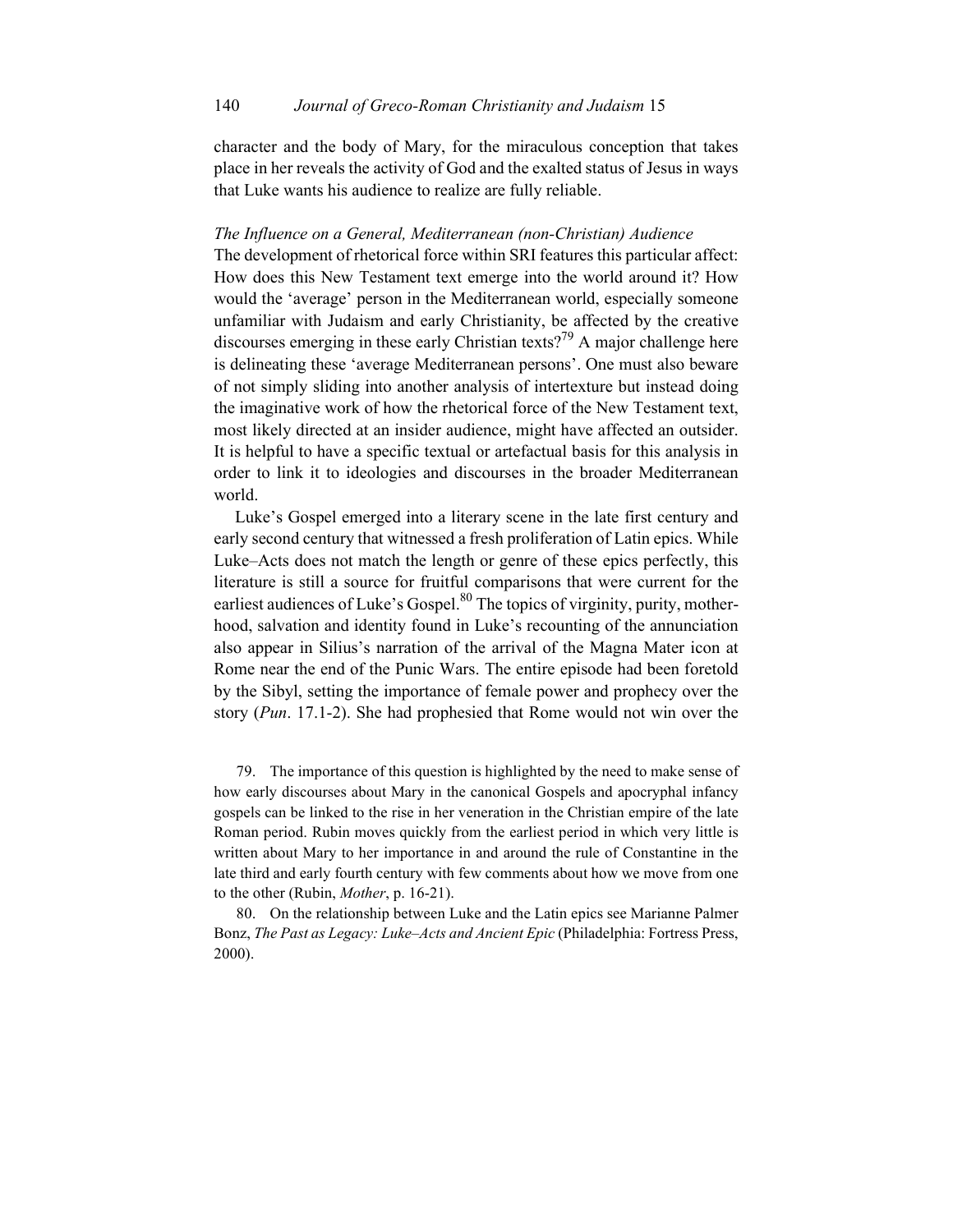character and the body of Mary, for the miraculous conception that takes place in her reveals the activity of God and the exalted status of Jesus in ways that Luke wants his audience to realize are fully reliable.

*The Influence on a General, Mediterranean (non-Christian) Audience*

The development of rhetorical force within SRI features this particular affect: How does this New Testament text emerge into the world around it? How would the 'average' person in the Mediterranean world, especially someone unfamiliar with Judaism and early Christianity, be affected by the creative discourses emerging in these early Christian texts?[79] A major challenge here is delineating these 'average Mediterranean persons'. One must also beware of not simply sliding into another analysis of intertexture but instead doing the imaginative work of how the rhetorical force of the New Testament text, most likely directed at an insider audience, might have affected an outsider. It is helpful to have a specific textual or artefactual basis for this analysis in order to link it to ideologies and discourses in the broader Mediterranean world.

Luke's Gospel emerged into a literary scene in the late first century and early second century that witnessed a fresh proliferation of Latin epics. While Luke–Acts does not match the length or genre of these epics perfectly, this literature is still a source for fruitful comparisons that were current for the earliest audiences of Luke's Gospel.[80] The topics of virginity, purity, motherhood, salvation and identity found in Luke's recounting of the annunciation also appear in Silius's narration of the arrival of the Magna Mater icon at Rome near the end of the Punic Wars. The entire episode had been foretold by the Sibyl, setting the importance of female power and prophecy over the story (*Pun*. 17.1-2). She had prophesied that Rome would not win over the

79. The importance of this question is highlighted by the need to make sense of how early discourses about Mary in the canonical Gospels and apocryphal infancy gospels can be linked to the rise in her veneration in the Christian empire of the late Roman period. Rubin moves quickly from the earliest period in which very little is written about Mary to her importance in and around the rule of Constantine in the late third and early fourth century with few comments about how we move from one to the other (Rubin, *Mother*, p. 16-21).

80. On the relationship between Luke and the Latin epics see Marianne Palmer Bonz, *The Past as Legacy: Luke–Acts and Ancient Epic* (Philadelphia: Fortress Press, 2000).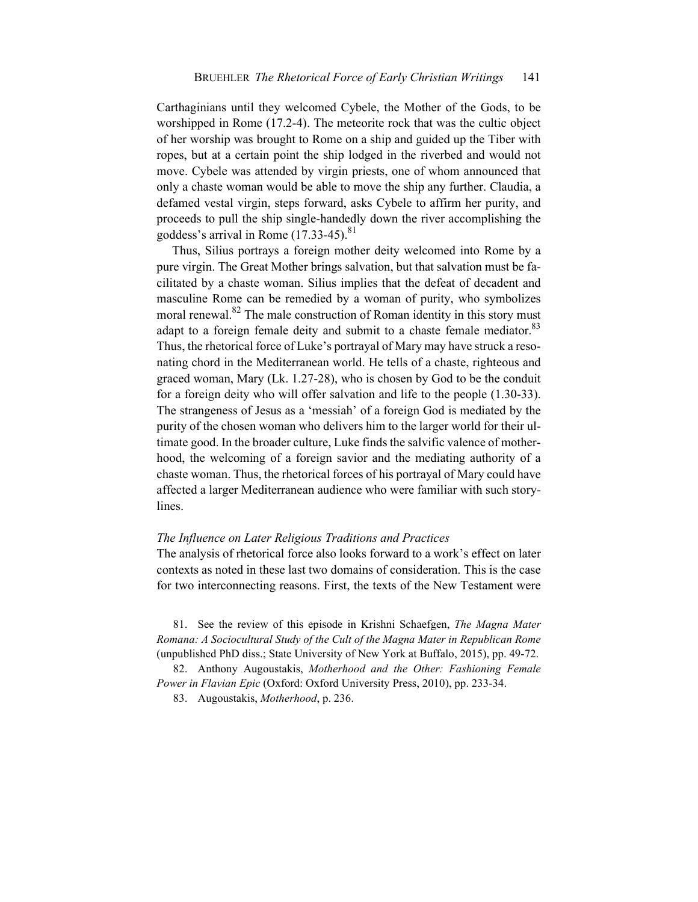Carthaginians until they welcomed Cybele, the Mother of the Gods, to be worshipped in Rome (17.2-4). The meteorite rock that was the cultic object of her worship was brought to Rome on a ship and guided up the Tiber with ropes, but at a certain point the ship lodged in the riverbed and would not move. Cybele was attended by virgin priests, one of whom announced that only a chaste woman would be able to move the ship any further. Claudia, a defamed vestal virgin, steps forward, asks Cybele to affirm her purity, and proceeds to pull the ship single-handedly down the river accomplishing the goddess's arrival in Rome (17.33-45).[81]

Thus, Silius portrays a foreign mother deity welcomed into Rome by a pure virgin. The Great Mother brings salvation, but that salvation must be facilitated by a chaste woman. Silius implies that the defeat of decadent and masculine Rome can be remedied by a woman of purity, who symbolizes moral renewal.[82] The male construction of Roman identity in this story must adapt to a foreign female deity and submit to a chaste female mediator.[83] Thus, the rhetorical force of Luke's portrayal of Mary may have struck a resonating chord in the Mediterranean world. He tells of a chaste, righteous and graced woman, Mary (Lk. 1.27-28), who is chosen by God to be the conduit for a foreign deity who will offer salvation and life to the people (1.30-33). The strangeness of Jesus as a 'messiah' of a foreign God is mediated by the purity of the chosen woman who delivers him to the larger world for their ultimate good. In the broader culture, Luke finds the salvific valence of motherhood, the welcoming of a foreign savior and the mediating authority of a chaste woman. Thus, the rhetorical forces of his portrayal of Mary could have affected a larger Mediterranean audience who were familiar with such storylines.

*The Influence on Later Religious Traditions and Practices*

The analysis of rhetorical force also looks forward to a work's effect on later contexts as noted in these last two domains of consideration. This is the case for two interconnecting reasons. First, the texts of the New Testament were

81. See the review of this episode in Krishni Schaefgen, *The Magna Mater Romana: A Sociocultural Study of the Cult of the Magna Mater in Republican Rome* (unpublished PhD diss.; State University of New York at Buffalo, 2015), pp. 49-72.

82. Anthony Augoustakis, *Motherhood and the Other: Fashioning Female Power in Flavian Epic* (Oxford: Oxford University Press, 2010), pp. 233-34.

83. Augoustakis, *Motherhood*, p. 236.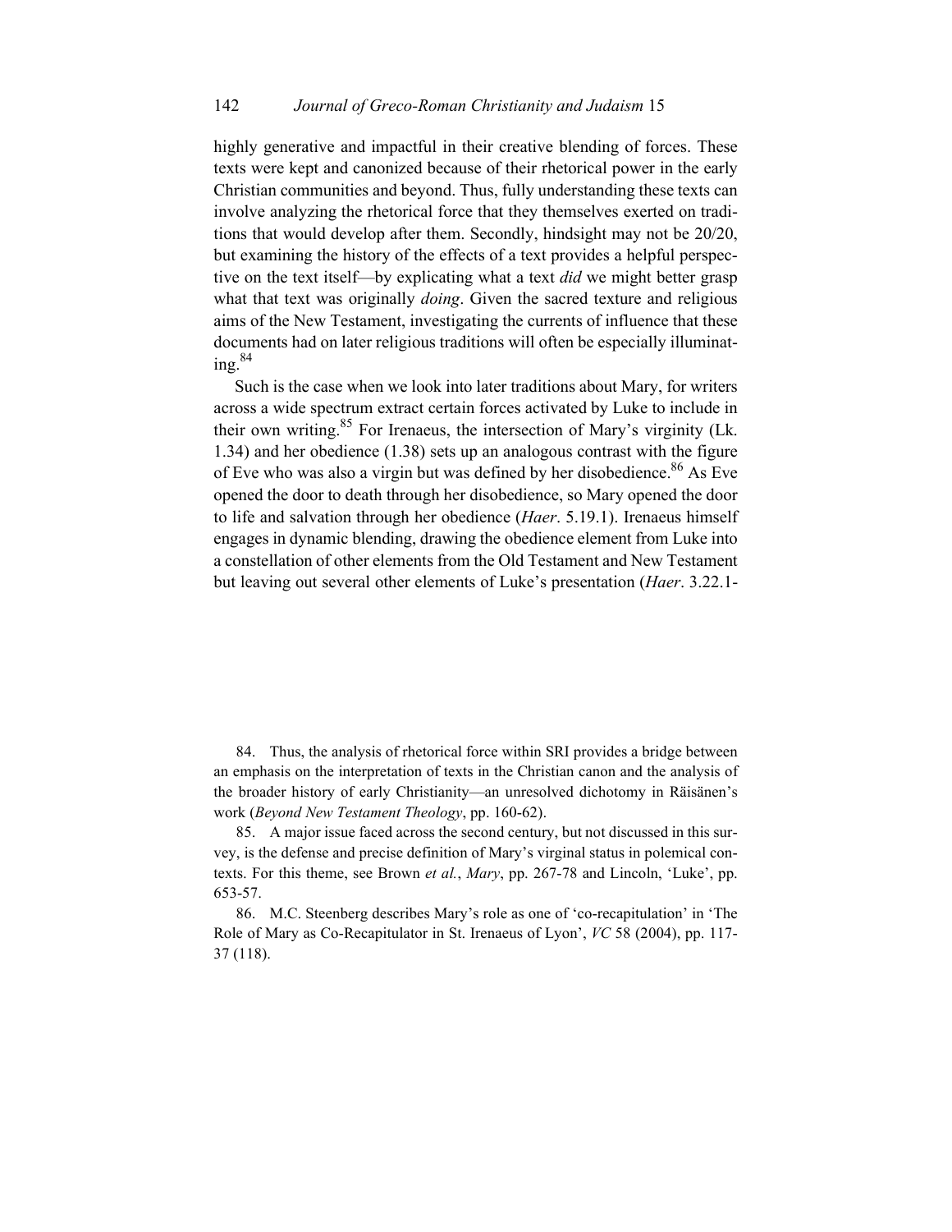highly generative and impactful in their creative blending of forces. These texts were kept and canonized because of their rhetorical power in the early Christian communities and beyond. Thus, fully understanding these texts can involve analyzing the rhetorical force that they themselves exerted on traditions that would develop after them. Secondly, hindsight may not be 20/20, but examining the history of the effects of a text provides a helpful perspective on the text itself—by explicating what a text *did* we might better grasp what that text was originally *doing*. Given the sacred texture and religious aims of the New Testament, investigating the currents of influence that these documents had on later religious traditions will often be especially illuminating.[84]

Such is the case when we look into later traditions about Mary, for writers across a wide spectrum extract certain forces activated by Luke to include in their own writing.[85] For Irenaeus, the intersection of Mary's virginity (Lk. 1.34) and her obedience (1.38) sets up an analogous contrast with the figure of Eve who was also a virgin but was defined by her disobedience.[86] As Eve opened the door to death through her disobedience, so Mary opened the door to life and salvation through her obedience (*Haer*. 5.19.1). Irenaeus himself engages in dynamic blending, drawing the obedience element from Luke into a constellation of other elements from the Old Testament and New Testament but leaving out several other elements of Luke's presentation (*Haer*. 3.22.1-

84. Thus, the analysis of rhetorical force within SRI provides a bridge between an emphasis on the interpretation of texts in the Christian canon and the analysis of the broader history of early Christianity—an unresolved dichotomy in Räisänen's work (*Beyond New Testament Theology*, pp. 160-62).

85. A major issue faced across the second century, but not discussed in this survey, is the defense and precise definition of Mary's virginal status in polemical contexts. For this theme, see Brown *et al.*, *Mary*, pp. 267-78 and Lincoln, 'Luke', pp. 653-57.

86. M.C. Steenberg describes Mary's role as one of 'co-recapitulation' in 'The Role of Mary as Co-Recapitulator in St. Irenaeus of Lyon', *VC* 58 (2004), pp. 117-37 (118).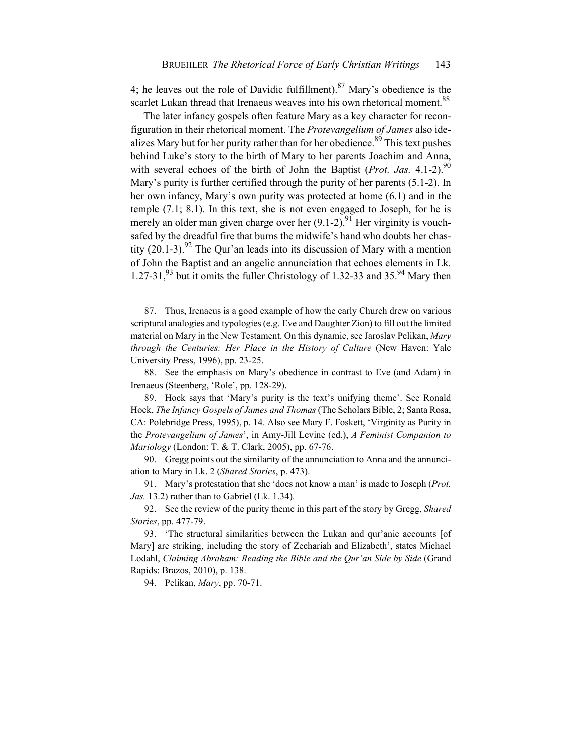4; he leaves out the role of Davidic fulfillment).[87] Mary's obedience is the scarlet Lukan thread that Irenaeus weaves into his own rhetorical moment.[88]

The later infancy gospels often feature Mary as a key character for reconfiguration in their rhetorical moment. The *Protevangelium of James* also idealizes Mary but for her purity rather than for her obedience.[89] This text pushes behind Luke's story to the birth of Mary to her parents Joachim and Anna, with several echoes of the birth of John the Baptist (*Prot. Jas.* 4.1-2).[90] Mary's purity is further certified through the purity of her parents (5.1-2). In her own infancy, Mary's own purity was protected at home (6.1) and in the temple (7.1; 8.1). In this text, she is not even engaged to Joseph, for he is merely an older man given charge over her (9.1-2).[91] Her virginity is vouchsafed by the dreadful fire that burns the midwife's hand who doubts her chastity (20.1-3).[92] The Qur'an leads into its discussion of Mary with a mention of John the Baptist and an angelic annunciation that echoes elements in Lk. 1.27-31,[93] but it omits the fuller Christology of 1.32-33 and 35.[94] Mary then

87. Thus, Irenaeus is a good example of how the early Church drew on various scriptural analogies and typologies (e.g. Eve and Daughter Zion) to fill out the limited material on Mary in the New Testament. On this dynamic, see Jaroslav Pelikan, *Mary through the Centuries: Her Place in the History of Culture* (New Haven: Yale University Press, 1996), pp. 23-25.

88. See the emphasis on Mary's obedience in contrast to Eve (and Adam) in Irenaeus (Steenberg, 'Role', pp. 128-29).

89. Hock says that 'Mary's purity is the text's unifying theme'. See Ronald Hock, *The Infancy Gospels of James and Thomas* (The Scholars Bible, 2; Santa Rosa, CA: Polebridge Press, 1995), p. 14. Also see Mary F. Foskett, 'Virginity as Purity in the *Protevangelium of James*', in Amy-Jill Levine (ed.), *A Feminist Companion to Mariology* (London: T. & T. Clark, 2005), pp. 67-76.

90. Gregg points out the similarity of the annunciation to Anna and the annunciation to Mary in Lk. 2 (*Shared Stories*, p. 473).

91. Mary's protestation that she 'does not know a man' is made to Joseph (*Prot. Jas.* 13.2) rather than to Gabriel (Lk. 1.34).

92. See the review of the purity theme in this part of the story by Gregg, *Shared Stories*, pp. 477-79.

93. 'The structural similarities between the Lukan and qur'anic accounts [of Mary] are striking, including the story of Zechariah and Elizabeth', states Michael Lodahl, *Claiming Abraham: Reading the Bible and the Qur'an Side by Side* (Grand Rapids: Brazos, 2010), p. 138.

94. Pelikan, *Mary*, pp. 70-71.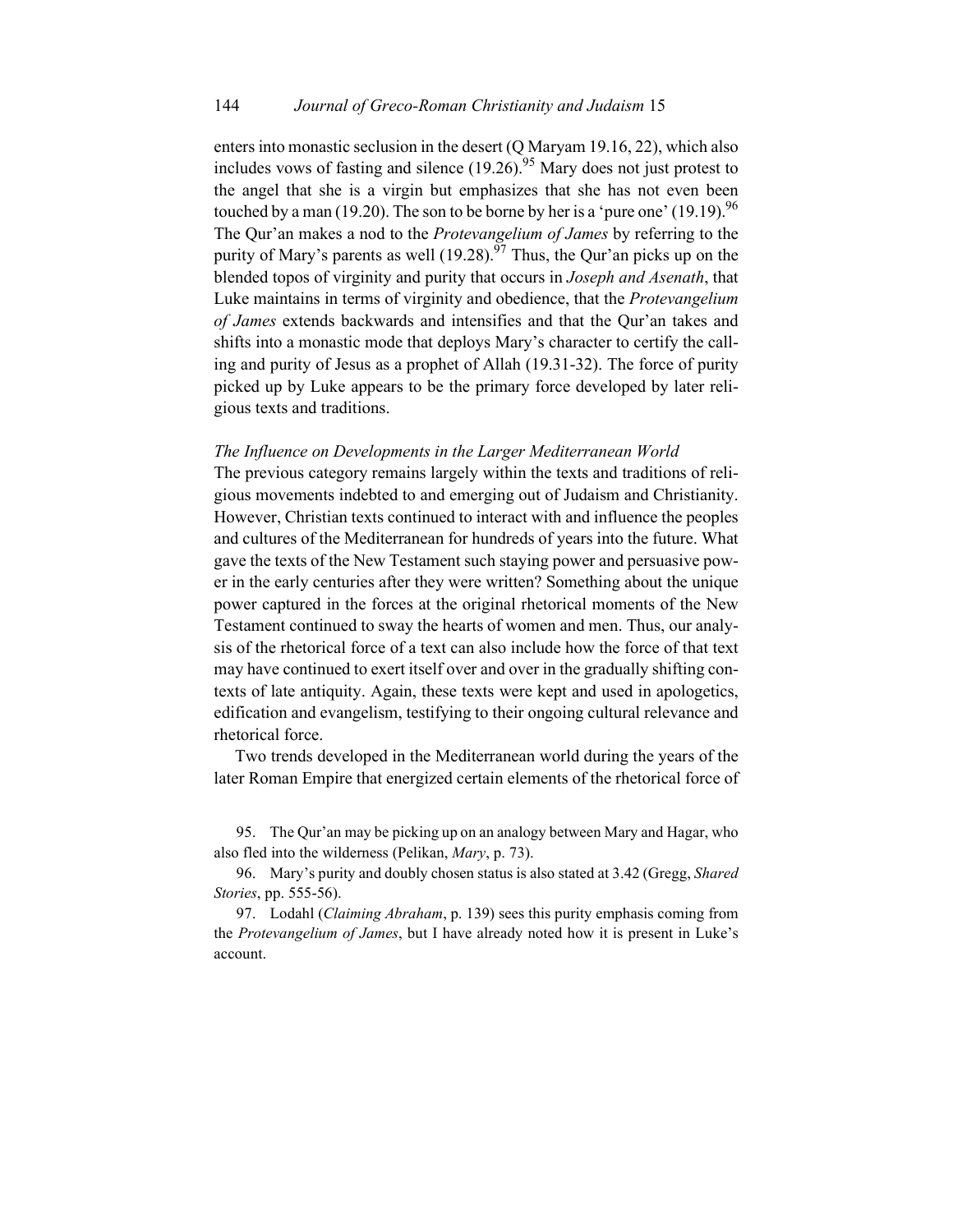enters into monastic seclusion in the desert (Q Maryam 19.16, 22), which also includes vows of fasting and silence (19.26).[95] Mary does not just protest to the angel that she is a virgin but emphasizes that she has not even been touched by a man (19.20). The son to be borne by her is a 'pure one' (19.19).[96] The Qur'an makes a nod to the *Protevangelium of James* by referring to the purity of Mary's parents as well (19.28).[97] Thus, the Qur'an picks up on the blended topos of virginity and purity that occurs in *Joseph and Asenath*, that Luke maintains in terms of virginity and obedience, that the *Protevangelium of James* extends backwards and intensifies and that the Qur'an takes and shifts into a monastic mode that deploys Mary's character to certify the calling and purity of Jesus as a prophet of Allah (19.31-32). The force of purity picked up by Luke appears to be the primary force developed by later religious texts and traditions.

### *The Influence on Developments in the Larger Mediterranean World*

The previous category remains largely within the texts and traditions of religious movements indebted to and emerging out of Judaism and Christianity. However, Christian texts continued to interact with and influence the peoples and cultures of the Mediterranean for hundreds of years into the future. What gave the texts of the New Testament such staying power and persuasive power in the early centuries after they were written? Something about the unique power captured in the forces at the original rhetorical moments of the New Testament continued to sway the hearts of women and men. Thus, our analysis of the rhetorical force of a text can also include how the force of that text may have continued to exert itself over and over in the gradually shifting contexts of late antiquity. Again, these texts were kept and used in apologetics, edification and evangelism, testifying to their ongoing cultural relevance and rhetorical force.

Two trends developed in the Mediterranean world during the years of the later Roman Empire that energized certain elements of the rhetorical force of

95. The Qur'an may be picking up on an analogy between Mary and Hagar, who also fled into the wilderness (Pelikan, *Mary*, p. 73).

96. Mary's purity and doubly chosen status is also stated at 3.42 (Gregg, *Shared Stories*, pp. 555-56).

97. Lodahl (*Claiming Abraham*, p. 139) sees this purity emphasis coming from the *Protevangelium of James*, but I have already noted how it is present in Luke's account.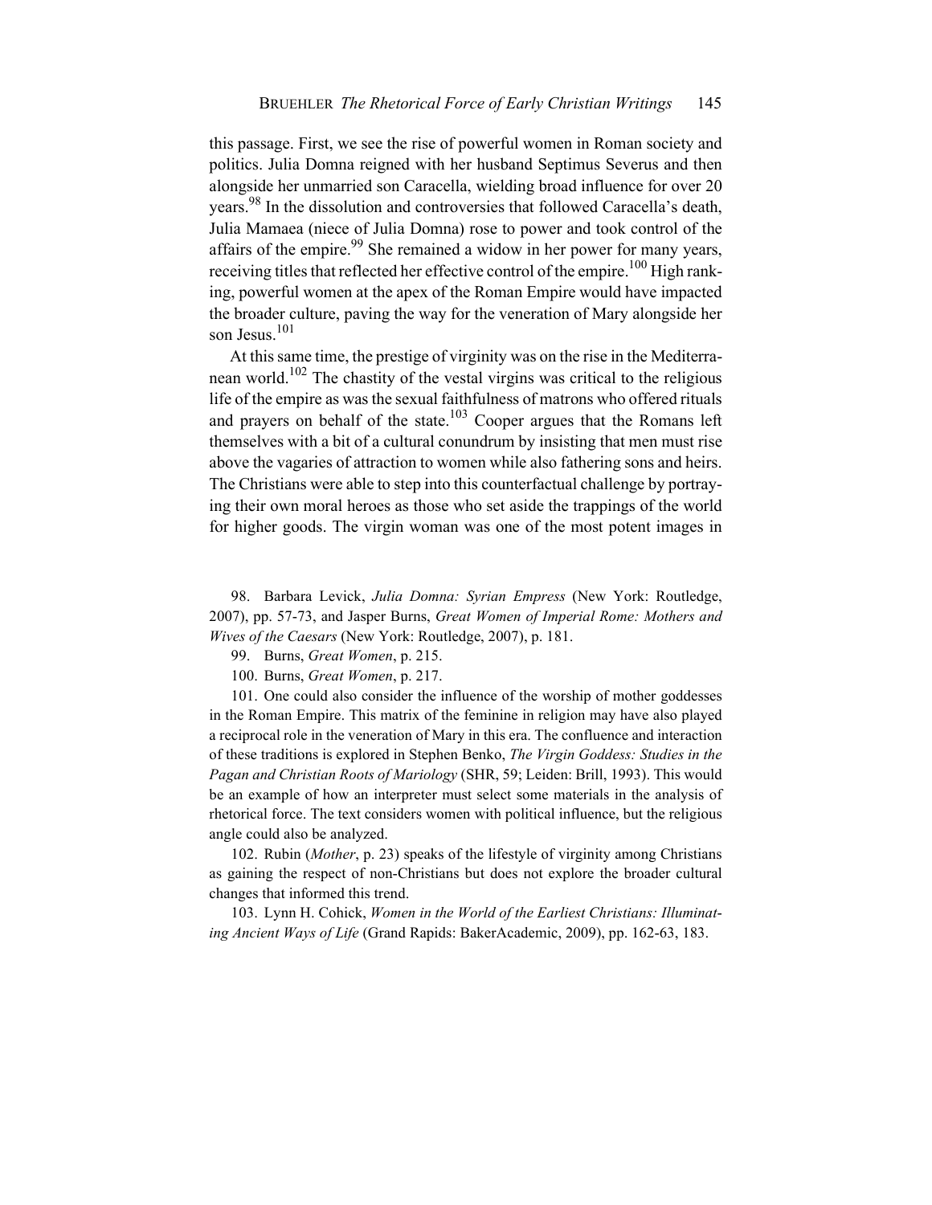this passage. First, we see the rise of powerful women in Roman society and politics. Julia Domna reigned with her husband Septimus Severus and then alongside her unmarried son Caracella, wielding broad influence for over 20 years.[98] In the dissolution and controversies that followed Caracella's death, Julia Mamaea (niece of Julia Domna) rose to power and took control of the affairs of the empire.[99] She remained a widow in her power for many years, receiving titles that reflected her effective control of the empire.[100] High ranking, powerful women at the apex of the Roman Empire would have impacted the broader culture, paving the way for the veneration of Mary alongside her son Jesus.[101]

At this same time, the prestige of virginity was on the rise in the Mediterranean world.[102] The chastity of the vestal virgins was critical to the religious life of the empire as was the sexual faithfulness of matrons who offered rituals and prayers on behalf of the state.[103] Cooper argues that the Romans left themselves with a bit of a cultural conundrum by insisting that men must rise above the vagaries of attraction to women while also fathering sons and heirs. The Christians were able to step into this counterfactual challenge by portraying their own moral heroes as those who set aside the trappings of the world for higher goods. The virgin woman was one of the most potent images in

98. Barbara Levick, *Julia Domna: Syrian Empress* (New York: Routledge, 2007), pp. 57-73, and Jasper Burns, *Great Women of Imperial Rome: Mothers and Wives of the Caesars* (New York: Routledge, 2007), p. 181.

99. Burns, *Great Women*, p. 215.

100. Burns, *Great Women*, p. 217.

101. One could also consider the influence of the worship of mother goddesses in the Roman Empire. This matrix of the feminine in religion may have also played a reciprocal role in the veneration of Mary in this era. The confluence and interaction of these traditions is explored in Stephen Benko, *The Virgin Goddess: Studies in the Pagan and Christian Roots of Mariology* (SHR, 59; Leiden: Brill, 1993). This would be an example of how an interpreter must select some materials in the analysis of rhetorical force. The text considers women with political influence, but the religious angle could also be analyzed.

102. Rubin (*Mother*, p. 23) speaks of the lifestyle of virginity among Christians as gaining the respect of non-Christians but does not explore the broader cultural changes that informed this trend.

103. Lynn H. Cohick, *Women in the World of the Earliest Christians: Illuminating Ancient Ways of Life* (Grand Rapids: BakerAcademic, 2009), pp. 162-63, 183.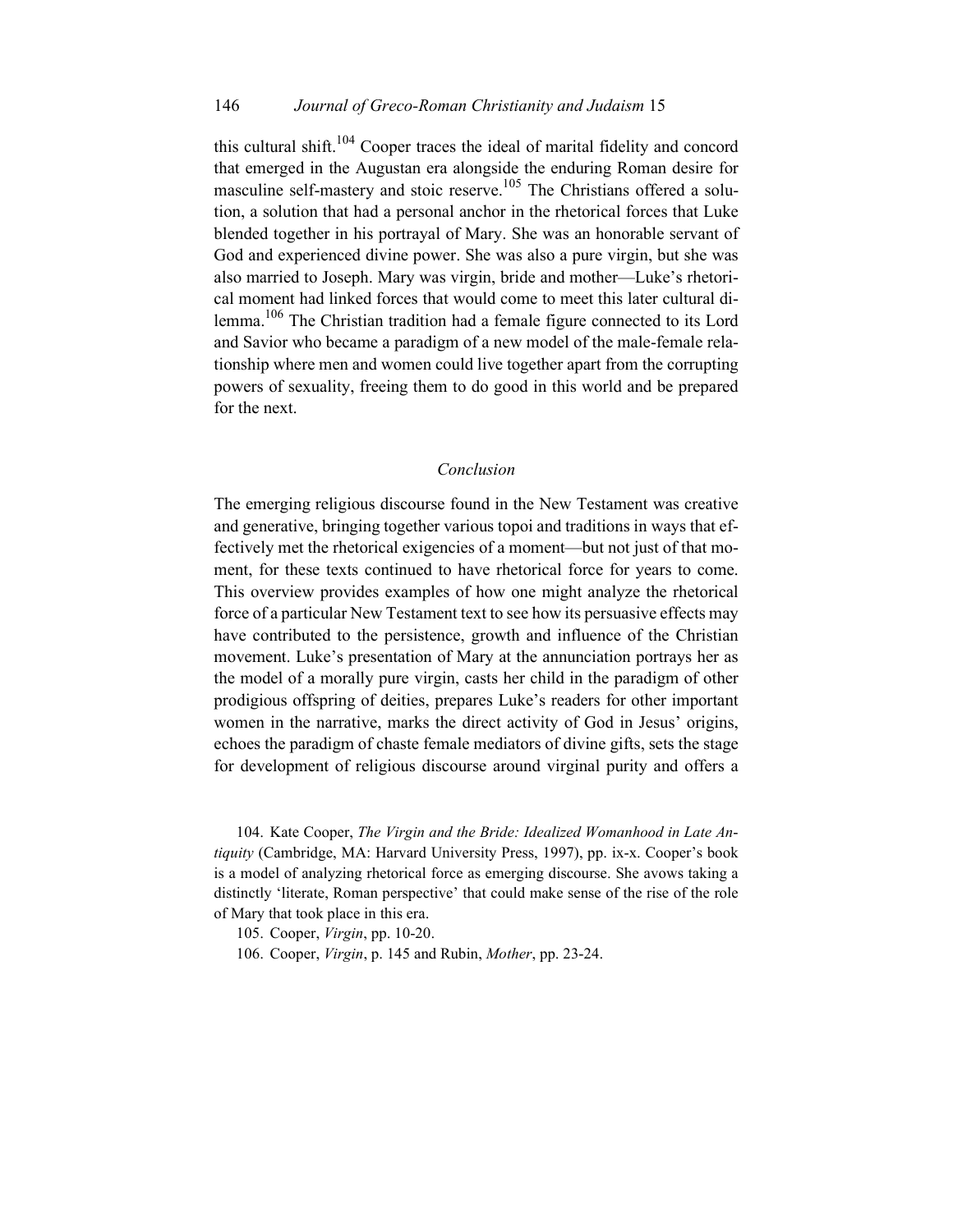this cultural shift.[104] Cooper traces the ideal of marital fidelity and concord that emerged in the Augustan era alongside the enduring Roman desire for masculine self-mastery and stoic reserve.[105] The Christians offered a solution, a solution that had a personal anchor in the rhetorical forces that Luke blended together in his portrayal of Mary. She was an honorable servant of God and experienced divine power. She was also a pure virgin, but she was also married to Joseph. Mary was virgin, bride and mother—Luke's rhetorical moment had linked forces that would come to meet this later cultural dilemma.[106] The Christian tradition had a female figure connected to its Lord and Savior who became a paradigm of a new model of the male-female relationship where men and women could live together apart from the corrupting powers of sexuality, freeing them to do good in this world and be prepared for the next.

## *Conclusion*

The emerging religious discourse found in the New Testament was creative and generative, bringing together various topoi and traditions in ways that effectively met the rhetorical exigencies of a moment—but not just of that moment, for these texts continued to have rhetorical force for years to come. This overview provides examples of how one might analyze the rhetorical force of a particular New Testament text to see how its persuasive effects may have contributed to the persistence, growth and influence of the Christian movement. Luke's presentation of Mary at the annunciation portrays her as the model of a morally pure virgin, casts her child in the paradigm of other prodigious offspring of deities, prepares Luke's readers for other important women in the narrative, marks the direct activity of God in Jesus' origins, echoes the paradigm of chaste female mediators of divine gifts, sets the stage for development of religious discourse around virginal purity and offers a

104. Kate Cooper, *The Virgin and the Bride: Idealized Womanhood in Late Antiquity* (Cambridge, MA: Harvard University Press, 1997), pp. ix-x. Cooper's book is a model of analyzing rhetorical force as emerging discourse. She avows taking a distinctly 'literate, Roman perspective' that could make sense of the rise of the role of Mary that took place in this era.

105. Cooper, *Virgin*, pp. 10-20.

106. Cooper, *Virgin*, p. 145 and Rubin, *Mother*, pp. 23-24.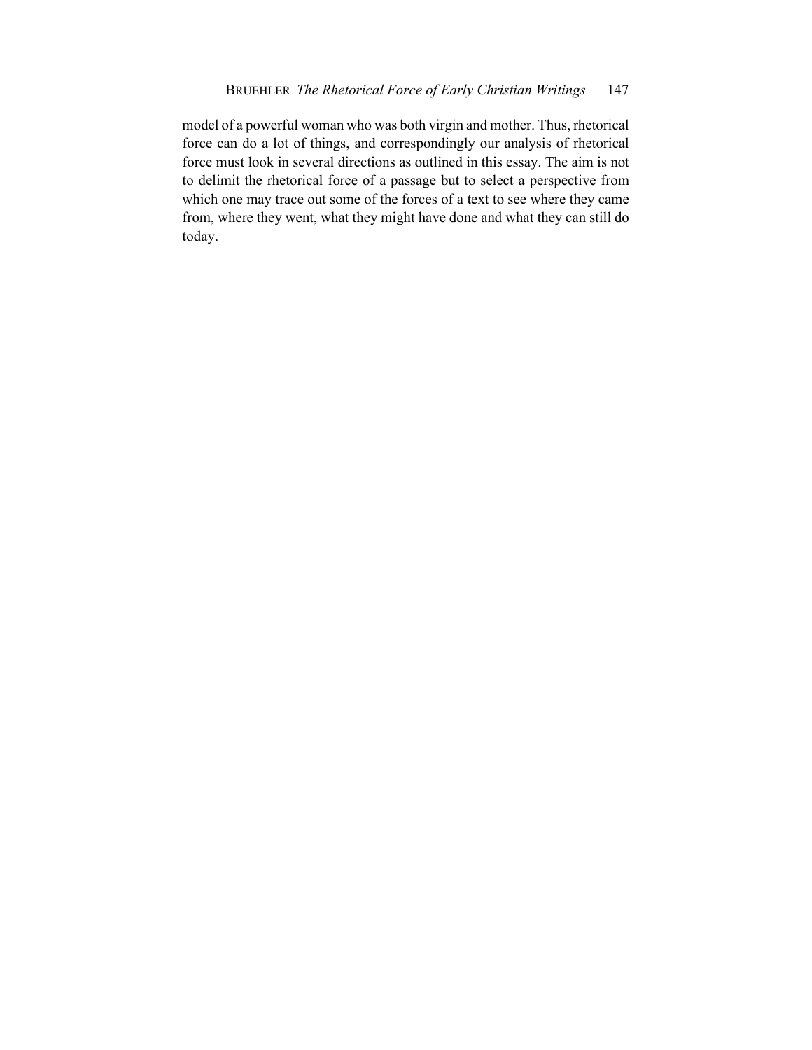model of a powerful woman who was both virgin and mother. Thus, rhetorical force can do a lot of things, and correspondingly our analysis of rhetorical force must look in several directions as outlined in this essay. The aim is not to delimit the rhetorical force of a passage but to select a perspective from which one may trace out some of the forces of a text to see where they came from, where they went, what they might have done and what they can still do today.